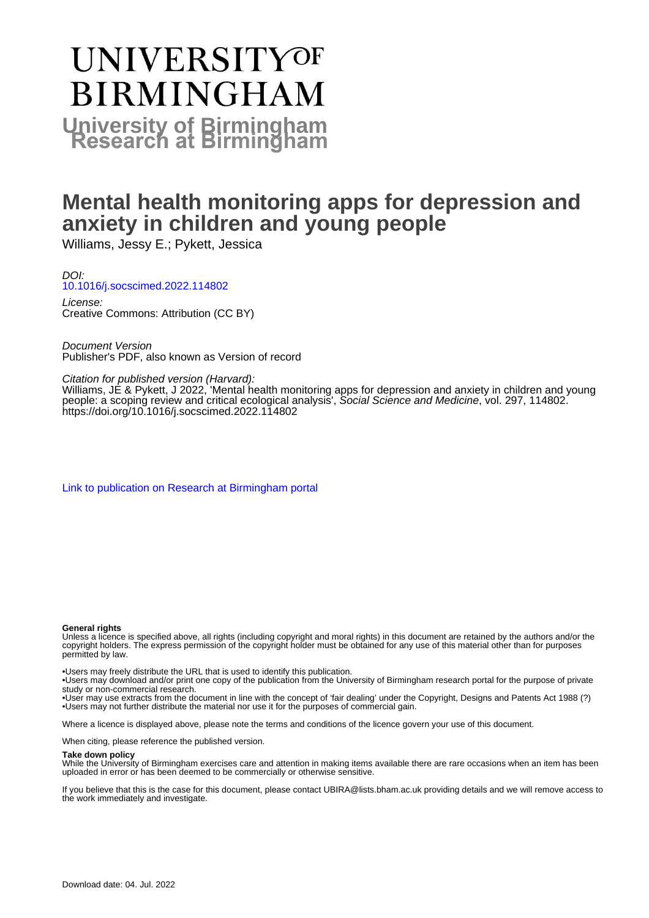# UNIVERSITY OF BIRMINGHAM

**University of Birmingham Research at Birmingham**

# Mental health monitoring apps for depression and anxiety in children and young people

Williams, Jessy E.; Pykett, Jessica

*DOI:*
10.1016/j.socscimed.2022.114802

*License:*
Creative Commons: Attribution (CC BY)

*Document Version*
Publisher's PDF, also known as Version of record

*Citation for published version (Harvard):*
Williams, JE & Pykett, J 2022, 'Mental health monitoring apps for depression and anxiety in children and young people: a scoping review and critical ecological analysis', *Social Science and Medicine*, vol. 297, 114802. https://doi.org/10.1016/j.socscimed.2022.114802

Link to publication on Research at Birmingham portal

**General rights**
Unless a licence is specified above, all rights (including copyright and moral rights) in this document are retained by the authors and/or the copyright holders. The express permission of the copyright holder must be obtained for any use of this material other than for purposes permitted by law.

•Users may freely distribute the URL that is used to identify this publication.
•Users may download and/or print one copy of the publication from the University of Birmingham research portal for the purpose of private study or non-commercial research.
•User may use extracts from the document in line with the concept of 'fair dealing' under the Copyright, Designs and Patents Act 1988 (?)
•Users may not further distribute the material nor use it for the purposes of commercial gain.

Where a licence is displayed above, please note the terms and conditions of the licence govern your use of this document.

When citing, please reference the published version.

**Take down policy**
While the University of Birmingham exercises care and attention in making items available there are rare occasions when an item has been uploaded in error or has been deemed to be commercially or otherwise sensitive.

If you believe that this is the case for this document, please contact UBIRA@lists.bham.ac.uk providing details and we will remove access to the work immediately and investigate.

Download date: 04. Jul. 2022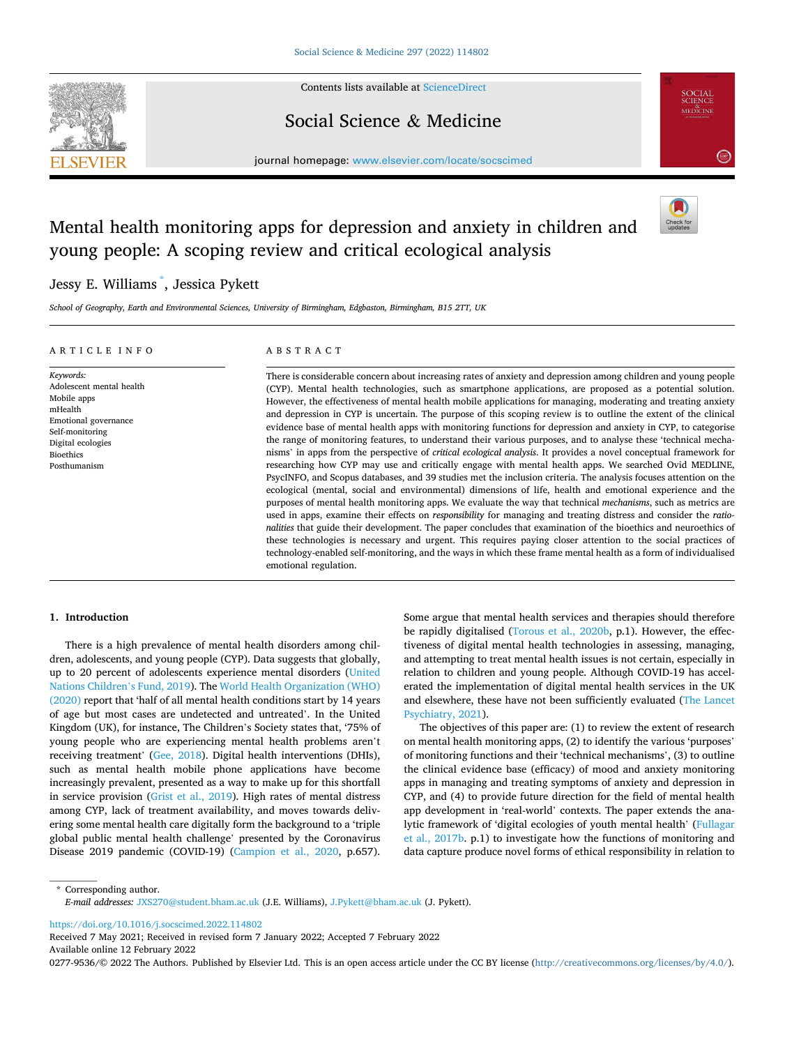# Mental health monitoring apps for depression and anxiety in children and young people: A scoping review and critical ecological analysis

Jessy E. Williams *, Jessica Pykett

School of Geography, Earth and Environmental Sciences, University of Birmingham, Edgbaston, Birmingham, B15 2TT, UK

## ARTICLE INFO

*Keywords:*
Adolescent mental health
Mobile apps
mHealth
Emotional governance
Self-monitoring
Digital ecologies
Bioethics
Posthumanism

## ABSTRACT

There is considerable concern about increasing rates of anxiety and depression among children and young people (CYP). Mental health technologies, such as smartphone applications, are proposed as a potential solution. However, the effectiveness of mental health mobile applications for managing, moderating and treating anxiety and depression in CYP is uncertain. The purpose of this scoping review is to outline the extent of the clinical evidence base of mental health apps with monitoring functions for depression and anxiety in CYP, to categorise the range of monitoring features, to understand their various purposes, and to analyse these 'technical mechanisms' in apps from the perspective of *critical ecological analysis*. It provides a novel conceptual framework for researching how CYP may use and critically engage with mental health apps. We searched Ovid MEDLINE, PsycINFO, and Scopus databases, and 39 studies met the inclusion criteria. The analysis focuses attention on the ecological (mental, social and environmental) dimensions of life, health and emotional experience and the purposes of mental health monitoring apps. We evaluate the way that technical *mechanisms*, such as metrics are used in apps, examine their effects on *responsibility* for managing and treating distress and consider the *rationalities* that guide their development. The paper concludes that examination of the bioethics and neuroethics of these technologies is necessary and urgent. This requires paying closer attention to the social practices of technology-enabled self-monitoring, and the ways in which these frame mental health as a form of individualised emotional regulation.

## 1. Introduction

There is a high prevalence of mental health disorders among children, adolescents, and young people (CYP). Data suggests that globally, up to 20 percent of adolescents experience mental disorders (United Nations Children's Fund, 2019). The World Health Organization (WHO) (2020) report that 'half of all mental health conditions start by 14 years of age but most cases are undetected and untreated'. In the United Kingdom (UK), for instance, The Children's Society states that, '75% of young people who are experiencing mental health problems aren't receiving treatment' (Gee, 2018). Digital health interventions (DHIs), such as mental health mobile phone applications have become increasingly prevalent, presented as a way to make up for this shortfall in service provision (Grist et al., 2019). High rates of mental distress among CYP, lack of treatment availability, and moves towards delivering some mental health care digitally form the background to a 'triple global public mental health challenge' presented by the Coronavirus Disease 2019 pandemic (COVID-19) (Campion et al., 2020, p.657). Some argue that mental health services and therapies should therefore be rapidly digitalised (Torous et al., 2020b, p.1). However, the effectiveness of digital mental health technologies in assessing, managing, and attempting to treat mental health issues is not certain, especially in relation to children and young people. Although COVID-19 has accelerated the implementation of digital mental health services in the UK and elsewhere, these have not been sufficiently evaluated (The Lancet Psychiatry, 2021).

The objectives of this paper are: (1) to review the extent of research on mental health monitoring apps, (2) to identify the various 'purposes' of monitoring functions and their 'technical mechanisms', (3) to outline the clinical evidence base (efficacy) of mood and anxiety monitoring apps in managing and treating symptoms of anxiety and depression in CYP, and (4) to provide future direction for the field of mental health app development in 'real-world' contexts. The paper extends the analytic framework of 'digital ecologies of youth mental health' (Fullagar et al., 2017b. p.1) to investigate how the functions of monitoring and data capture produce novel forms of ethical responsibility in relation to

* Corresponding author.
*E-mail addresses:* JXS270@student.bham.ac.uk (J.E. Williams), J.Pykett@bham.ac.uk (J. Pykett).

https://doi.org/10.1016/j.socscimed.2022.114802
Received 7 May 2021; Received in revised form 7 January 2022; Accepted 7 February 2022
Available online 12 February 2022
0277-9536/© 2022 The Authors. Published by Elsevier Ltd. This is an open access article under the CC BY license (http://creativecommons.org/licenses/by/4.0/).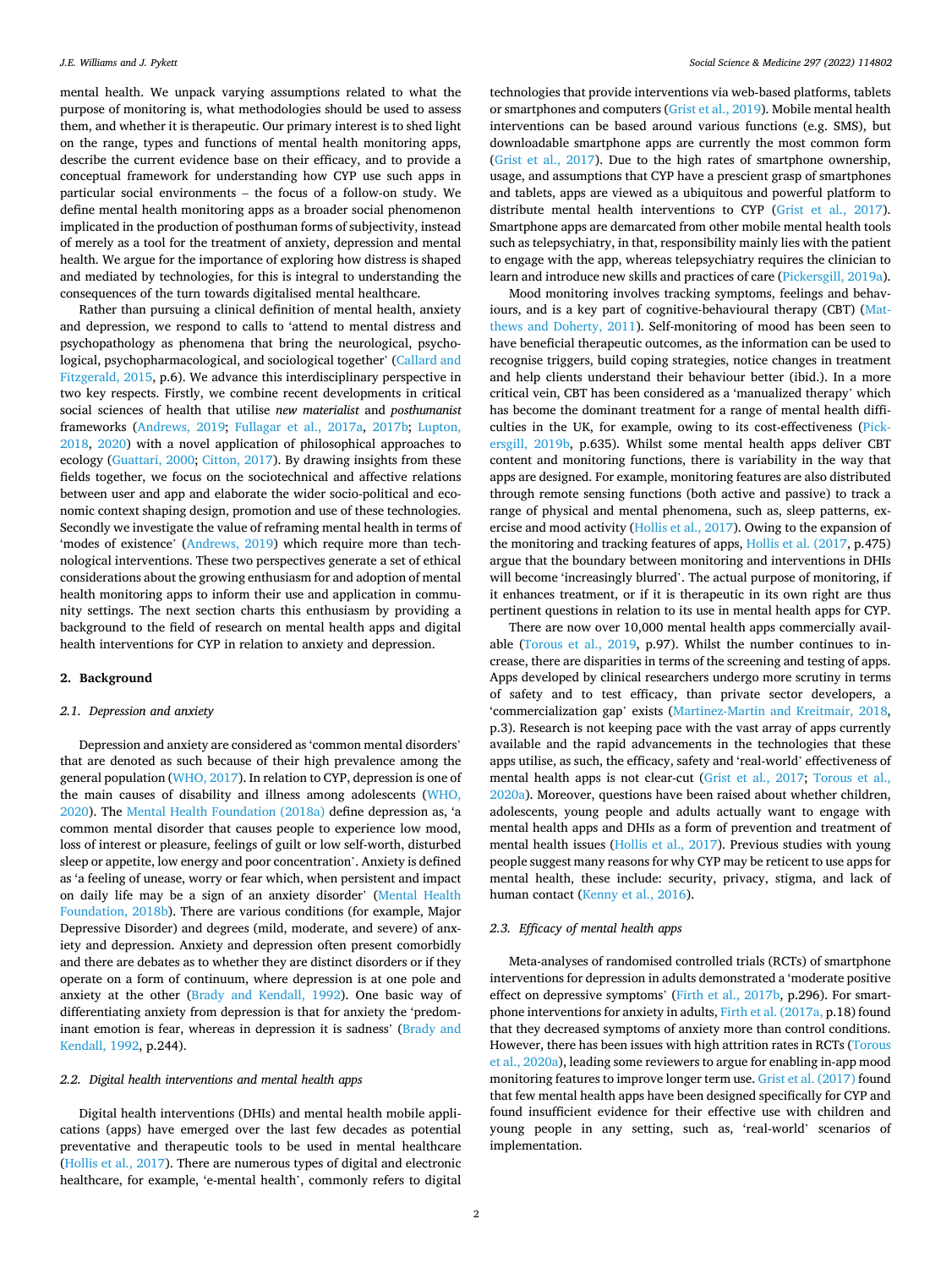mental health. We unpack varying assumptions related to what the purpose of monitoring is, what methodologies should be used to assess them, and whether it is therapeutic. Our primary interest is to shed light on the range, types and functions of mental health monitoring apps, describe the current evidence base on their efficacy, and to provide a conceptual framework for understanding how CYP use such apps in particular social environments – the focus of a follow-on study. We define mental health monitoring apps as a broader social phenomenon implicated in the production of posthuman forms of subjectivity, instead of merely as a tool for the treatment of anxiety, depression and mental health. We argue for the importance of exploring how distress is shaped and mediated by technologies, for this is integral to understanding the consequences of the turn towards digitalised mental healthcare.

Rather than pursuing a clinical definition of mental health, anxiety and depression, we respond to calls to 'attend to mental distress and psychopathology as phenomena that bring the neurological, psychological, psychopharmacological, and sociological together' (Callard and Fitzgerald, 2015, p.6). We advance this interdisciplinary perspective in two key respects. Firstly, we combine recent developments in critical social sciences of health that utilise *new materialist* and *posthumanist* frameworks (Andrews, 2019; Fullagar et al., 2017a, 2017b; Lupton, 2018, 2020) with a novel application of philosophical approaches to ecology (Guattari, 2000; Citton, 2017). By drawing insights from these fields together, we focus on the sociotechnical and affective relations between user and app and elaborate the wider socio-political and economic context shaping design, promotion and use of these technologies. Secondly we investigate the value of reframing mental health in terms of 'modes of existence' (Andrews, 2019) which require more than technological interventions. These two perspectives generate a set of ethical considerations about the growing enthusiasm for and adoption of mental health monitoring apps to inform their use and application in community settings. The next section charts this enthusiasm by providing a background to the field of research on mental health apps and digital health interventions for CYP in relation to anxiety and depression.

## 2. Background

### 2.1. Depression and anxiety

Depression and anxiety are considered as 'common mental disorders' that are denoted as such because of their high prevalence among the general population (WHO, 2017). In relation to CYP, depression is one of the main causes of disability and illness among adolescents (WHO, 2020). The Mental Health Foundation (2018a) define depression as, 'a common mental disorder that causes people to experience low mood, loss of interest or pleasure, feelings of guilt or low self-worth, disturbed sleep or appetite, low energy and poor concentration'. Anxiety is defined as 'a feeling of unease, worry or fear which, when persistent and impact on daily life may be a sign of an anxiety disorder' (Mental Health Foundation, 2018b). There are various conditions (for example, Major Depressive Disorder) and degrees (mild, moderate, and severe) of anxiety and depression. Anxiety and depression often present comorbidly and there are debates as to whether they are distinct disorders or if they operate on a form of continuum, where depression is at one pole and anxiety at the other (Brady and Kendall, 1992). One basic way of differentiating anxiety from depression is that for anxiety the 'predominant emotion is fear, whereas in depression it is sadness' (Brady and Kendall, 1992, p.244).

### 2.2. Digital health interventions and mental health apps

Digital health interventions (DHIs) and mental health mobile applications (apps) have emerged over the last few decades as potential preventative and therapeutic tools to be used in mental healthcare (Hollis et al., 2017). There are numerous types of digital and electronic healthcare, for example, 'e-mental health', commonly refers to digital technologies that provide interventions via web-based platforms, tablets or smartphones and computers (Grist et al., 2019). Mobile mental health interventions can be based around various functions (e.g. SMS), but downloadable smartphone apps are currently the most common form (Grist et al., 2017). Due to the high rates of smartphone ownership, usage, and assumptions that CYP have a prescient grasp of smartphones and tablets, apps are viewed as a ubiquitous and powerful platform to distribute mental health interventions to CYP (Grist et al., 2017). Smartphone apps are demarcated from other mobile mental health tools such as telepsychiatry, in that, responsibility mainly lies with the patient to engage with the app, whereas telepsychiatry requires the clinician to learn and introduce new skills and practices of care (Pickersgill, 2019a).

Mood monitoring involves tracking symptoms, feelings and behaviours, and is a key part of cognitive-behavioural therapy (CBT) (Matthews and Doherty, 2011). Self-monitoring of mood has been seen to have beneficial therapeutic outcomes, as the information can be used to recognise triggers, build coping strategies, notice changes in treatment and help clients understand their behaviour better (ibid.). In a more critical vein, CBT has been considered as a 'manualized therapy' which has become the dominant treatment for a range of mental health difficulties in the UK, for example, owing to its cost-effectiveness (Pickersgill, 2019b, p.635). Whilst some mental health apps deliver CBT content and monitoring functions, there is variability in the way that apps are designed. For example, monitoring features are also distributed through remote sensing functions (both active and passive) to track a range of physical and mental phenomena, such as, sleep patterns, exercise and mood activity (Hollis et al., 2017). Owing to the expansion of the monitoring and tracking features of apps, Hollis et al. (2017, p.475) argue that the boundary between monitoring and interventions in DHIs will become 'increasingly blurred'. The actual purpose of monitoring, if it enhances treatment, or if it is therapeutic in its own right are thus pertinent questions in relation to its use in mental health apps for CYP.

There are now over 10,000 mental health apps commercially available (Torous et al., 2019, p.97). Whilst the number continues to increase, there are disparities in terms of the screening and testing of apps. Apps developed by clinical researchers undergo more scrutiny in terms of safety and to test efficacy, than private sector developers, a 'commercialization gap' exists (Martinez-Martin and Kreitmair, 2018, p.3). Research is not keeping pace with the vast array of apps currently available and the rapid advancements in the technologies that these apps utilise, as such, the efficacy, safety and 'real-world' effectiveness of mental health apps is not clear-cut (Grist et al., 2017; Torous et al., 2020a). Moreover, questions have been raised about whether children, adolescents, young people and adults actually want to engage with mental health apps and DHIs as a form of prevention and treatment of mental health issues (Hollis et al., 2017). Previous studies with young people suggest many reasons for why CYP may be reticent to use apps for mental health, these include: security, privacy, stigma, and lack of human contact (Kenny et al., 2016).

### 2.3. Efficacy of mental health apps

Meta-analyses of randomised controlled trials (RCTs) of smartphone interventions for depression in adults demonstrated a 'moderate positive effect on depressive symptoms' (Firth et al., 2017b, p.296). For smartphone interventions for anxiety in adults, Firth et al. (2017a, p.18) found that they decreased symptoms of anxiety more than control conditions. However, there has been issues with high attrition rates in RCTs (Torous et al., 2020a), leading some reviewers to argue for enabling in-app mood monitoring features to improve longer term use. Grist et al. (2017) found that few mental health apps have been designed specifically for CYP and found insufficient evidence for their effective use with children and young people in any setting, such as, 'real-world' scenarios of implementation.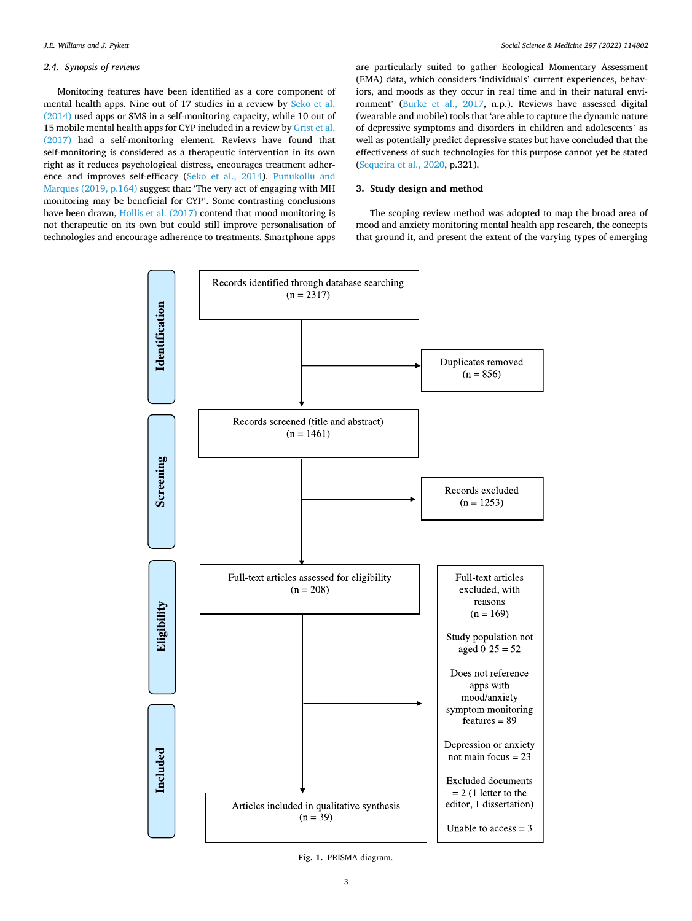### 2.4. Synopsis of reviews

Monitoring features have been identified as a core component of mental health apps. Nine out of 17 studies in a review by Seko et al. (2014) used apps or SMS in a self-monitoring capacity, while 10 out of 15 mobile mental health apps for CYP included in a review by Grist et al. (2017) had a self-monitoring element. Reviews have found that self-monitoring is considered as a therapeutic intervention in its own right as it reduces psychological distress, encourages treatment adherence and improves self-efficacy (Seko et al., 2014). Punukollu and Marques (2019, p.164) suggest that: 'The very act of engaging with MH monitoring may be beneficial for CYP'. Some contrasting conclusions have been drawn, Hollis et al. (2017) contend that mood monitoring is not therapeutic on its own but could still improve personalisation of technologies and encourage adherence to treatments. Smartphone apps are particularly suited to gather Ecological Momentary Assessment (EMA) data, which considers 'individuals' current experiences, behaviors, and moods as they occur in real time and in their natural environment' (Burke et al., 2017, n.p.). Reviews have assessed digital (wearable and mobile) tools that 'are able to capture the dynamic nature of depressive symptoms and disorders in children and adolescents' as well as potentially predict depressive states but have concluded that the effectiveness of such technologies for this purpose cannot yet be stated (Sequeira et al., 2020, p.321).

## 3. Study design and method

The scoping review method was adopted to map the broad area of mood and anxiety monitoring mental health app research, the concepts that ground it, and present the extent of the varying types of emerging

**Identification**

Records identified through database searching (n = 2317)

→ Duplicates removed (n = 856)

**Screening**

Records screened (title and abstract) (n = 1461)

→ Records excluded (n = 1253)

**Eligibility**

Full-text articles assessed for eligibility (n = 208)

→ Full-text articles excluded, with reasons (n = 169)

- Study population not aged 0-25 = 52
- Does not reference apps with mood/anxiety symptom monitoring features = 89
- Depression or anxiety not main focus = 23
- Excluded documents = 2 (1 letter to the editor, 1 dissertation)
- Unable to access = 3

**Included**

Articles included in qualitative synthesis (n = 39)

**Fig. 1.** PRISMA diagram.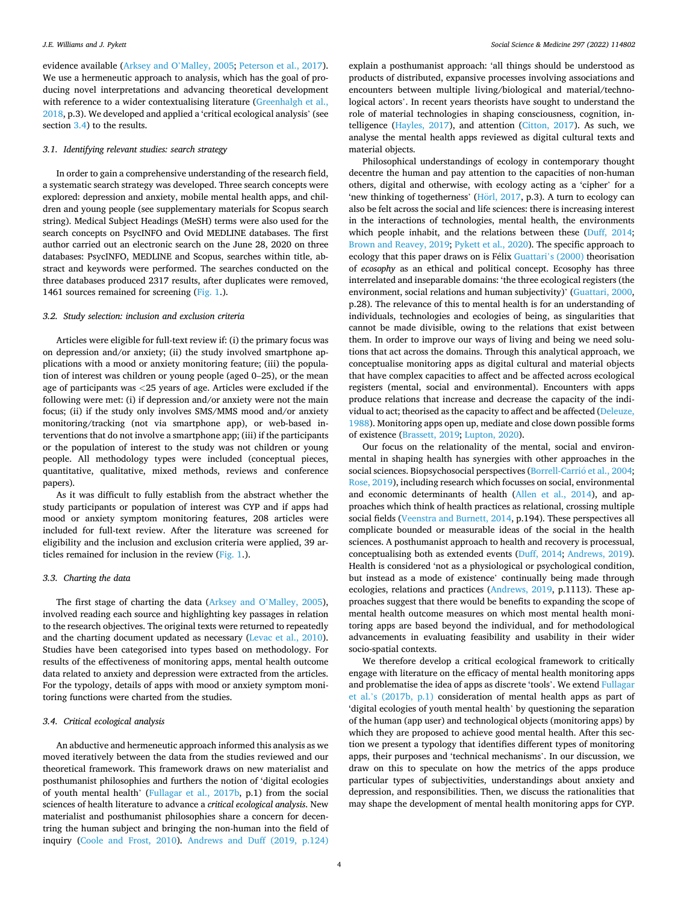evidence available (Arksey and O'Malley, 2005; Peterson et al., 2017). We use a hermeneutic approach to analysis, which has the goal of producing novel interpretations and advancing theoretical development with reference to a wider contextualising literature (Greenhalgh et al., 2018, p.3). We developed and applied a 'critical ecological analysis' (see section 3.4) to the results.

### 3.1. Identifying relevant studies: search strategy

In order to gain a comprehensive understanding of the research field, a systematic search strategy was developed. Three search concepts were explored: depression and anxiety, mobile mental health apps, and children and young people (see supplementary materials for Scopus search string). Medical Subject Headings (MeSH) terms were also used for the search concepts on PsycINFO and Ovid MEDLINE databases. The first author carried out an electronic search on the June 28, 2020 on three databases: PsycINFO, MEDLINE and Scopus, searches within title, abstract and keywords were performed. The searches conducted on the three databases produced 2317 results, after duplicates were removed, 1461 sources remained for screening (Fig. 1.).

### 3.2. Study selection: inclusion and exclusion criteria

Articles were eligible for full-text review if: (i) the primary focus was on depression and/or anxiety; (ii) the study involved smartphone applications with a mood or anxiety monitoring feature; (iii) the population of interest was children or young people (aged 0–25), or the mean age of participants was <25 years of age. Articles were excluded if the following were met: (i) if depression and/or anxiety were not the main focus; (ii) if the study only involves SMS/MMS mood and/or anxiety monitoring/tracking (not via smartphone app), or web-based interventions that do not involve a smartphone app; (iii) if the participants or the population of interest to the study was not children or young people. All methodology types were included (conceptual pieces, quantitative, qualitative, mixed methods, reviews and conference papers).

As it was difficult to fully establish from the abstract whether the study participants or population of interest was CYP and if apps had mood or anxiety symptom monitoring features, 208 articles were included for full-text review. After the literature was screened for eligibility and the inclusion and exclusion criteria were applied, 39 articles remained for inclusion in the review (Fig. 1.).

### 3.3. Charting the data

The first stage of charting the data (Arksey and O'Malley, 2005), involved reading each source and highlighting key passages in relation to the research objectives. The original texts were returned to repeatedly and the charting document updated as necessary (Levac et al., 2010). Studies have been categorised into types based on methodology. For results of the effectiveness of monitoring apps, mental health outcome data related to anxiety and depression were extracted from the articles. For the typology, details of apps with mood or anxiety symptom monitoring functions were charted from the studies.

### 3.4. Critical ecological analysis

An abductive and hermeneutic approach informed this analysis as we moved iteratively between the data from the studies reviewed and our theoretical framework. This framework draws on new materialist and posthumanist philosophies and furthers the notion of 'digital ecologies of youth mental health' (Fullagar et al., 2017b, p.1) from the social sciences of health literature to advance a *critical ecological analysis*. New materialist and posthumanist philosophies share a concern for decentring the human subject and bringing the non-human into the field of inquiry (Coole and Frost, 2010). Andrews and Duff (2019, p.124) explain a posthumanist approach: 'all things should be understood as products of distributed, expansive processes involving associations and encounters between multiple living/biological and material/technological actors'. In recent years theorists have sought to understand the role of material technologies in shaping consciousness, cognition, intelligence (Hayles, 2017), and attention (Citton, 2017). As such, we analyse the mental health apps reviewed as digital cultural texts and material objects.

Philosophical understandings of ecology in contemporary thought decentre the human and pay attention to the capacities of non-human others, digital and otherwise, with ecology acting as a 'cipher' for a 'new thinking of togetherness' (Hörl, 2017, p.3). A turn to ecology can also be felt across the social and life sciences: there is increasing interest in the interactions of technologies, mental health, the environments which people inhabit, and the relations between these (Duff, 2014; Brown and Reavey, 2019; Pykett et al., 2020). The specific approach to ecology that this paper draws on is Félix Guattari's (2000) theorisation of *ecosophy* as an ethical and political concept. Ecosophy has three interrelated and inseparable domains: 'the three ecological registers (the environment, social relations and human subjectivity)' (Guattari, 2000, p.28). The relevance of this to mental health is for an understanding of individuals, technologies and ecologies of being, as singularities that cannot be made divisible, owing to the relations that exist between them. In order to improve our ways of living and being we need solutions that act across the domains. Through this analytical approach, we conceptualise monitoring apps as digital cultural and material objects that have complex capacities to affect and be affected across ecological registers (mental, social and environmental). Encounters with apps produce relations that increase and decrease the capacity of the individual to act; theorised as the capacity to affect and be affected (Deleuze, 1988). Monitoring apps open up, mediate and close down possible forms of existence (Brassett, 2019; Lupton, 2020).

Our focus on the relationality of the mental, social and environmental in shaping health has synergies with other approaches in the social sciences. Biopsychosocial perspectives (Borrell-Carrió et al., 2004; Rose, 2019), including research which focusses on social, environmental and economic determinants of health (Allen et al., 2014), and approaches which think of health practices as relational, crossing multiple social fields (Veenstra and Burnett, 2014, p.194). These perspectives all complicate bounded or measurable ideas of the social in the health sciences. A posthumanist approach to health and recovery is processual, conceptualising both as extended events (Duff, 2014; Andrews, 2019). Health is considered 'not as a physiological or psychological condition, but instead as a mode of existence' continually being made through ecologies, relations and practices (Andrews, 2019, p.1113). These approaches suggest that there would be benefits to expanding the scope of mental health outcome measures on which most mental health monitoring apps are based beyond the individual, and for methodological advancements in evaluating feasibility and usability in their wider socio-spatial contexts.

We therefore develop a critical ecological framework to critically engage with literature on the efficacy of mental health monitoring apps and problematise the idea of apps as discrete 'tools'. We extend Fullagar et al.'s (2017b, p.1) consideration of mental health apps as part of 'digital ecologies of youth mental health' by questioning the separation of the human (app user) and technological objects (monitoring apps) by which they are proposed to achieve good mental health. After this section we present a typology that identifies different types of monitoring apps, their purposes and 'technical mechanisms'. In our discussion, we draw on this to speculate on how the metrics of the apps produce particular types of subjectivities, understandings about anxiety and depression, and responsibilities. Then, we discuss the rationalities that may shape the development of mental health monitoring apps for CYP.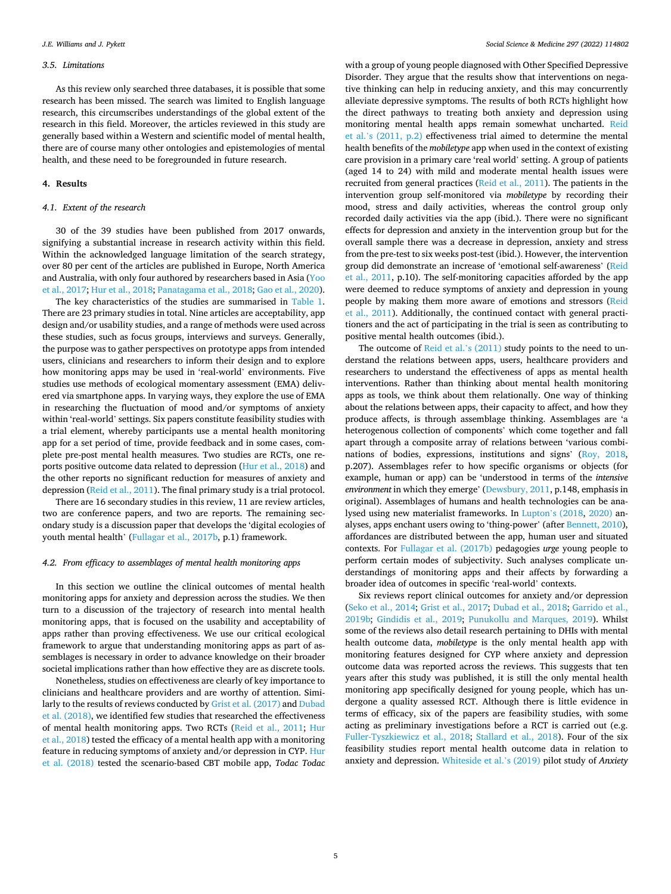### 3.5. Limitations

As this review only searched three databases, it is possible that some research has been missed. The search was limited to English language research, this circumscribes understandings of the global extent of the research in this field. Moreover, the articles reviewed in this study are generally based within a Western and scientific model of mental health, there are of course many other ontologies and epistemologies of mental health, and these need to be foregrounded in future research.

## 4. Results

### 4.1. Extent of the research

30 of the 39 studies have been published from 2017 onwards, signifying a substantial increase in research activity within this field. Within the acknowledged language limitation of the search strategy, over 80 per cent of the articles are published in Europe, North America and Australia, with only four authored by researchers based in Asia (Yoo et al., 2017; Hur et al., 2018; Panatagama et al., 2018; Gao et al., 2020).

The key characteristics of the studies are summarised in Table 1. There are 23 primary studies in total. Nine articles are acceptability, app design and/or usability studies, and a range of methods were used across these studies, such as focus groups, interviews and surveys. Generally, the purpose was to gather perspectives on prototype apps from intended users, clinicians and researchers to inform their design and to explore how monitoring apps may be used in 'real-world' environments. Five studies use methods of ecological momentary assessment (EMA) delivered via smartphone apps. In varying ways, they explore the use of EMA in researching the fluctuation of mood and/or symptoms of anxiety within 'real-world' settings. Six papers constitute feasibility studies with a trial element, whereby participants use a mental health monitoring app for a set period of time, provide feedback and in some cases, complete pre-post mental health measures. Two studies are RCTs, one reports positive outcome data related to depression (Hur et al., 2018) and the other reports no significant reduction for measures of anxiety and depression (Reid et al., 2011). The final primary study is a trial protocol.

There are 16 secondary studies in this review, 11 are review articles, two are conference papers, and two are reports. The remaining secondary study is a discussion paper that develops the 'digital ecologies of youth mental health' (Fullagar et al., 2017b, p.1) framework.

### 4.2. From efficacy to assemblages of mental health monitoring apps

In this section we outline the clinical outcomes of mental health monitoring apps for anxiety and depression across the studies. We then turn to a discussion of the trajectory of research into mental health monitoring apps, that is focused on the usability and acceptability of apps rather than proving effectiveness. We use our critical ecological framework to argue that understanding monitoring apps as part of assemblages is necessary in order to advance knowledge on their broader societal implications rather than how effective they are as discrete tools.

Nonetheless, studies on effectiveness are clearly of key importance to clinicians and healthcare providers and are worthy of attention. Similarly to the results of reviews conducted by Grist et al. (2017) and Dubad et al. (2018), we identified few studies that researched the effectiveness of mental health monitoring apps. Two RCTs (Reid et al., 2011; Hur et al., 2018) tested the efficacy of a mental health app with a monitoring feature in reducing symptoms of anxiety and/or depression in CYP. Hur et al. (2018) tested the scenario-based CBT mobile app, *Todac Todac* with a group of young people diagnosed with Other Specified Depressive Disorder. They argue that the results show that interventions on negative thinking can help in reducing anxiety, and this may concurrently alleviate depressive symptoms. The results of both RCTs highlight how the direct pathways to treating both anxiety and depression using monitoring mental health apps remain somewhat uncharted. Reid et al.'s (2011, p.2) effectiveness trial aimed to determine the mental health benefits of the *mobiletype* app when used in the context of existing care provision in a primary care 'real world' setting. A group of patients (aged 14 to 24) with mild and moderate mental health issues were recruited from general practices (Reid et al., 2011). The patients in the intervention group self-monitored via *mobiletype* by recording their mood, stress and daily activities, whereas the control group only recorded daily activities via the app (ibid.). There were no significant effects for depression and anxiety in the intervention group but for the overall sample there was a decrease in depression, anxiety and stress from the pre-test to six weeks post-test (ibid.). However, the intervention group did demonstrate an increase of 'emotional self-awareness' (Reid et al., 2011, p.10). The self-monitoring capacities afforded by the app were deemed to reduce symptoms of anxiety and depression in young people by making them more aware of emotions and stressors (Reid et al., 2011). Additionally, the continued contact with general practitioners and the act of participating in the trial is seen as contributing to positive mental health outcomes (ibid.).

The outcome of Reid et al.'s (2011) study points to the need to understand the relations between apps, users, healthcare providers and researchers to understand the effectiveness of apps as mental health interventions. Rather than thinking about mental health monitoring apps as tools, we think about them relationally. One way of thinking about the relations between apps, their capacity to affect, and how they produce affects, is through assemblage thinking. Assemblages are 'a heterogenous collection of components' which come together and fall apart through a composite array of relations between 'various combinations of bodies, expressions, institutions and signs' (Roy, 2018, p.207). Assemblages refer to how specific organisms or objects (for example, human or app) can be 'understood in terms of the *intensive environment* in which they emerge' (Dewsbury, 2011, p.148, emphasis in original). Assemblages of humans and health technologies can be analysed using new materialist frameworks. In Lupton's (2018, 2020) analyses, apps enchant users owing to 'thing-power' (after Bennett, 2010), affordances are distributed between the app, human user and situated contexts. For Fullagar et al. (2017b) pedagogies *urge* young people to perform certain modes of subjectivity. Such analyses complicate understandings of monitoring apps and their affects by forwarding a broader idea of outcomes in specific 'real-world' contexts.

Six reviews report clinical outcomes for anxiety and/or depression (Seko et al., 2014; Grist et al., 2017; Dubad et al., 2018; Garrido et al., 2019b; Gindidis et al., 2019; Punukollu and Marques, 2019). Whilst some of the reviews also detail research pertaining to DHIs with mental health outcome data, *mobiletype* is the only mental health app with monitoring features designed for CYP where anxiety and depression outcome data was reported across the reviews. This suggests that ten years after this study was published, it is still the only mental health monitoring app specifically designed for young people, which has undergone a quality assessed RCT. Although there is little evidence in terms of efficacy, six of the papers are feasibility studies, with some acting as preliminary investigations before a RCT is carried out (e.g. Fuller-Tyszkiewicz et al., 2018; Stallard et al., 2018). Four of the six feasibility studies report mental health outcome data in relation to anxiety and depression. Whiteside et al.'s (2019) pilot study of *Anxiety*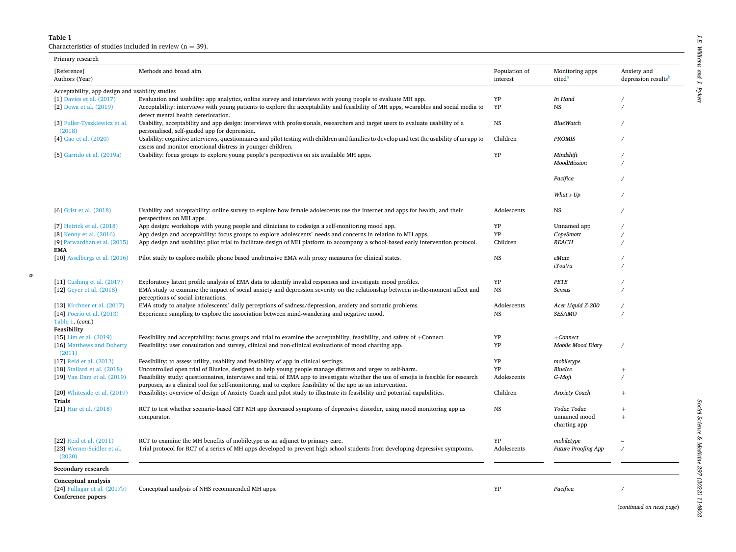**Table 1**
Characteristics of studies included in review (n = 39).

| [Reference] Authors (Year) | Methods and broad aim | Population of interest | Monitoring apps cited[a] | Anxiety and depression results[b] |
|---|---|---|---|---|
| **Primary research** | | | | |
| Acceptability, app design and usability studies | | | | |
| [1] Davies et al. (2017) | Evaluation and usability: app analytics, online survey and interviews with young people to evaluate MH app. | YP | *In Hand* | / |
| [2] Dewa et al. (2019) | Acceptability: interviews with young patients to explore the acceptability and feasibility of MH apps, wearables and social media to detect mental health deterioration. | YP | NS | / |
| [3] Fuller-Tyszkiewicz et al. (2018) | Usability, acceptability and app design: interviews with professionals, researchers and target users to evaluate usability of a personalised, self-guided app for depression. | NS | *BlueWatch* | / |
| [4] Gao et al. (2020) | Usability: cognitive interviews, questionnaires and pilot testing with children and families to develop and test the usability of an app to assess and monitor emotional distress in younger children. | Children | *PROMIS* | / |
| [5] Garrido et al. (2019a) | Usability: focus groups to explore young people's perspectives on six available MH apps. | YP | *Mindshift* | / |
| | | | *MoodMission* | / |
| | | | *Pacifica* | / |
| | | | *What's Up* | / |
| [6] Grist et al. (2018) | Usability and acceptability: online survey to explore how female adolescents use the internet and apps for health, and their perspectives on MH apps. | Adolescents | NS | / |
| [7] Hetrick et al. (2018) | App design: workshops with young people and clinicians to codesign a self-monitoring mood app. | YP | Unnamed app | / |
| [8] Kenny et al. (2016) | App design and acceptability: focus groups to explore adolescents' needs and concerns in relation to MH apps. | YP | *CopeSmart* | / |
| [9] Patwardhan et al. (2015) | App design and usability: pilot trial to facilitate design of MH platform to accompany a school-based early intervention protocol. | Children | *REACH* | / |
| **EMA** | | | | |
| [10] Asselbergs et al. (2016) | Pilot study to explore mobile phone based unobtrusive EMA with proxy measures for clinical states. | NS | *eMate* | / |
| | | | *iYouVu* | / |
| [11] Cushing et al. (2017) | Exploratory latent profile analysis of EMA data to identify invalid responses and investigate mood profiles. | YP | *PETE* | / |
| [12] Geyer et al. (2018) | EMA study to examine the impact of social anxiety and depression severity on the relationship between in-the-moment affect and perceptions of social interactions. | NS | *Sensus* | / |
| [13] Kirchner et al. (2017) | EMA study to analyse adolescents' daily perceptions of sadness/depression, anxiety and somatic problems. | Adolescents | *Acer Liquid Z-200* | / |
| [14] Poerio et al. (2013) | Experience sampling to explore the association between mind-wandering and negative mood. | NS | *SESAMO* | / |
| Table 1. (*cont.*) | | | | |
| **Feasibility** | | | | |
| [15] Lim et al. (2019) | Feasibility and acceptability: focus groups and trial to examine the acceptability, feasibility, and safety of +Connect. | YP | *+Connect* | – |
| [16] Matthews and Doherty (2011) | Feasibility: user consultation and survey, clinical and non-clinical evaluations of mood charting app. | YP | *Mobile Mood Diary* | / |
| [17] Reid et al. (2012) | Feasibility: to assess utility, usability and feasibility of app in clinical settings. | YP | *mobiletype* | – |
| [18] Stallard et al. (2018) | Uncontrolled open trial of BlueIce, designed to help young people manage distress and urges to self-harm. | YP | *BlueIce* | + |
| [19] Van Dam et al. (2019) | Feasibility study: questionnaires, interviews and trial of EMA app to investigate whether the use of emojis is feasible for research purposes, as a clinical tool for self-monitoring, and to explore feasibility of the app as an intervention. | Adolescents | *G-Moji* | / |
| [20] Whiteside et al. (2019) | Feasibility: overview of design of Anxiety Coach and pilot study to illustrate its feasibility and potential capabilities. | Children | *Anxiety Coach* | + |
| **Trials** | | | | |
| [21] Hur et al. (2018) | RCT to test whether scenario-based CBT MH app decreased symptoms of depressive disorder, using mood monitoring app as comparator. | NS | *Todac Todac* | + |
| | | | unnamed mood charting app | + |
| [22] Reid et al. (2011) | RCT to examine the MH benefits of mobiletype as an adjunct to primary care. | YP | *mobiletype* | – |
| [23] Werner-Seidler et al. (2020) | Trial protocol for RCT of a series of MH apps developed to prevent high school students from developing depressive symptoms. | Adolescents | *Future Proofing App* | / |
| **Secondary research** | | | | |
| **Conceptual analysis** | | | | |
| [24] Fullagar et al. (2017b) | Conceptual analysis of NHS recommended MH apps. | YP | *Pacifica* | / |
| **Conference papers** | | | | |

(*continued on next page*)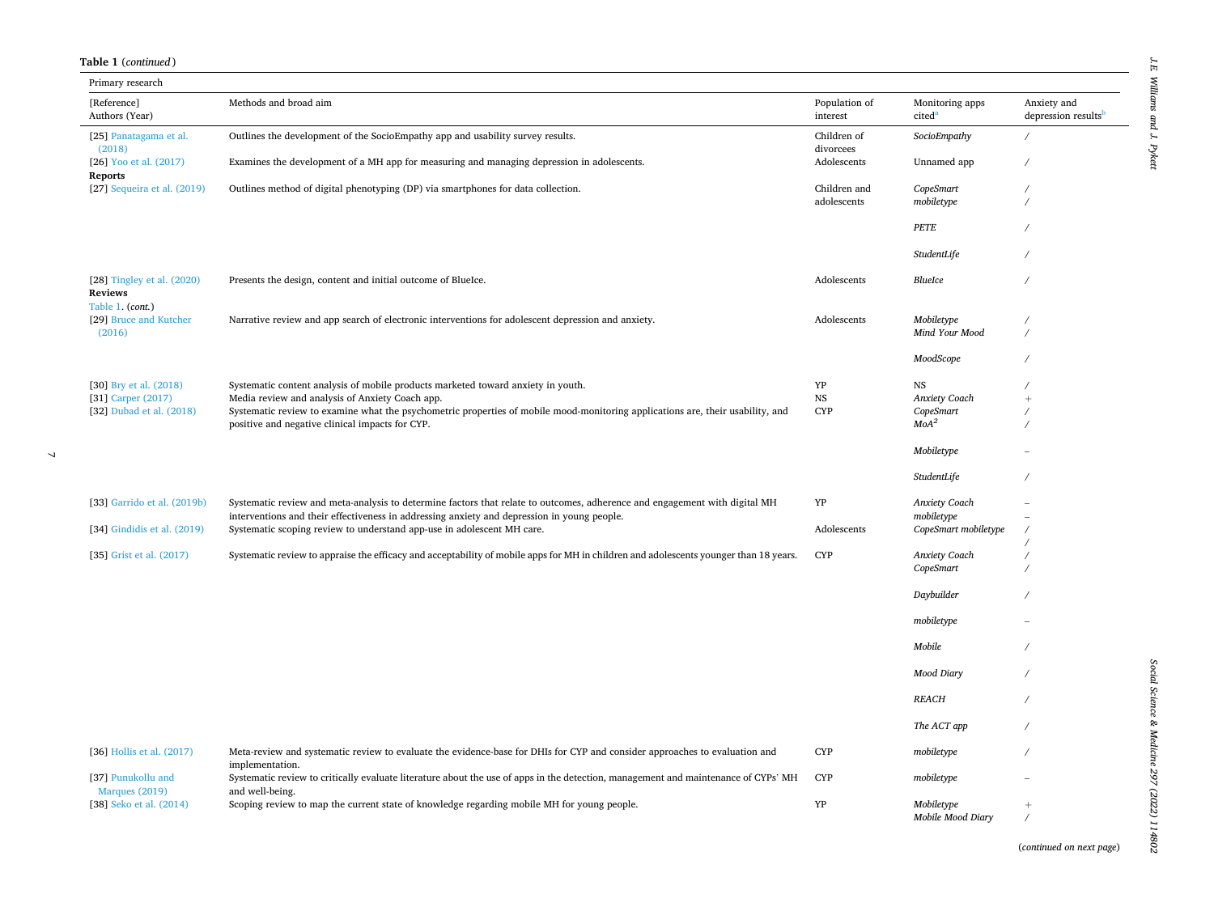**Table 1** (*continued*)

| Primary research | | | | |
|---|---|---|---|---|
| [Reference] Authors (Year) | Methods and broad aim | Population of interest | Monitoring apps cited[a] | Anxiety and depression results[b] |
| [25] Panatagama et al. (2018) | Outlines the development of the SocioEmpathy app and usability survey results. | Children of divorcees | *SocioEmpathy* | / |
| [26] Yoo et al. (2017) | Examines the development of a MH app for measuring and managing depression in adolescents. | Adolescents | Unnamed app | / |
| **Reports** | | | | |
| [27] Sequeira et al. (2019) | Outlines method of digital phenotyping (DP) via smartphones for data collection. | Children and adolescents | *CopeSmart* | / |
| | | | *mobiletype* | / |
| | | | *PETE* | / |
| | | | *StudentLife* | / |
| [28] Tingley et al. (2020) | Presents the design, content and initial outcome of BlueIce. | Adolescents | *BlueIce* | / |
| **Reviews** | | | | |
| Table 1. (*cont.*) | | | | |
| [29] Bruce and Kutcher (2016) | Narrative review and app search of electronic interventions for adolescent depression and anxiety. | Adolescents | *Mobiletype* | / |
| | | | *Mind Your Mood* | / |
| | | | *MoodScope* | / |
| [30] Bry et al. (2018) | Systematic content analysis of mobile products marketed toward anxiety in youth. | YP | NS | / |
| [31] Carper (2017) | Media review and analysis of Anxiety Coach app. | NS | *Anxiety Coach* | + |
| [32] Dubad et al. (2018) | Systematic review to examine what the psychometric properties of mobile mood-monitoring applications are, their usability, and positive and negative clinical impacts for CYP. | CYP | *CopeSmart* | / |
| | | | *MoA²* | / |
| | | | *Mobiletype* | – |
| | | | *StudentLife* | / |
| [33] Garrido et al. (2019b) | Systematic review and meta-analysis to determine factors that relate to outcomes, adherence and engagement with digital MH interventions and their effectiveness in addressing anxiety and depression in young people. | YP | *Anxiety Coach* | – |
| | | | *mobiletype* | – |
| [34] Gindidis et al. (2019) | Systematic scoping review to understand app-use in adolescent MH care. | Adolescents | *CopeSmart mobiletype* | / |
| | | | | / |
| [35] Grist et al. (2017) | Systematic review to appraise the efficacy and acceptability of mobile apps for MH in children and adolescents younger than 18 years. | CYP | *Anxiety Coach* | / |
| | | | *CopeSmart* | / |
| | | | *Daybuilder* | / |
| | | | *mobiletype* | – |
| | | | *Mobile* | / |
| | | | *Mood Diary* | / |
| | | | *REACH* | / |
| | | | *The ACT app* | / |
| [36] Hollis et al. (2017) | Meta-review and systematic review to evaluate the evidence-base for DHIs for CYP and consider approaches to evaluation and implementation. | CYP | *mobiletype* | / |
| [37] Punukollu and Marques (2019) | Systematic review to critically evaluate literature about the use of apps in the detection, management and maintenance of CYPs' MH and well-being. | CYP | *mobiletype* | – |
| [38] Seko et al. (2014) | Scoping review to map the current state of knowledge regarding mobile MH for young people. | YP | *Mobiletype* | + |
| | | | *Mobile Mood Diary* | / |

(*continued on next page*)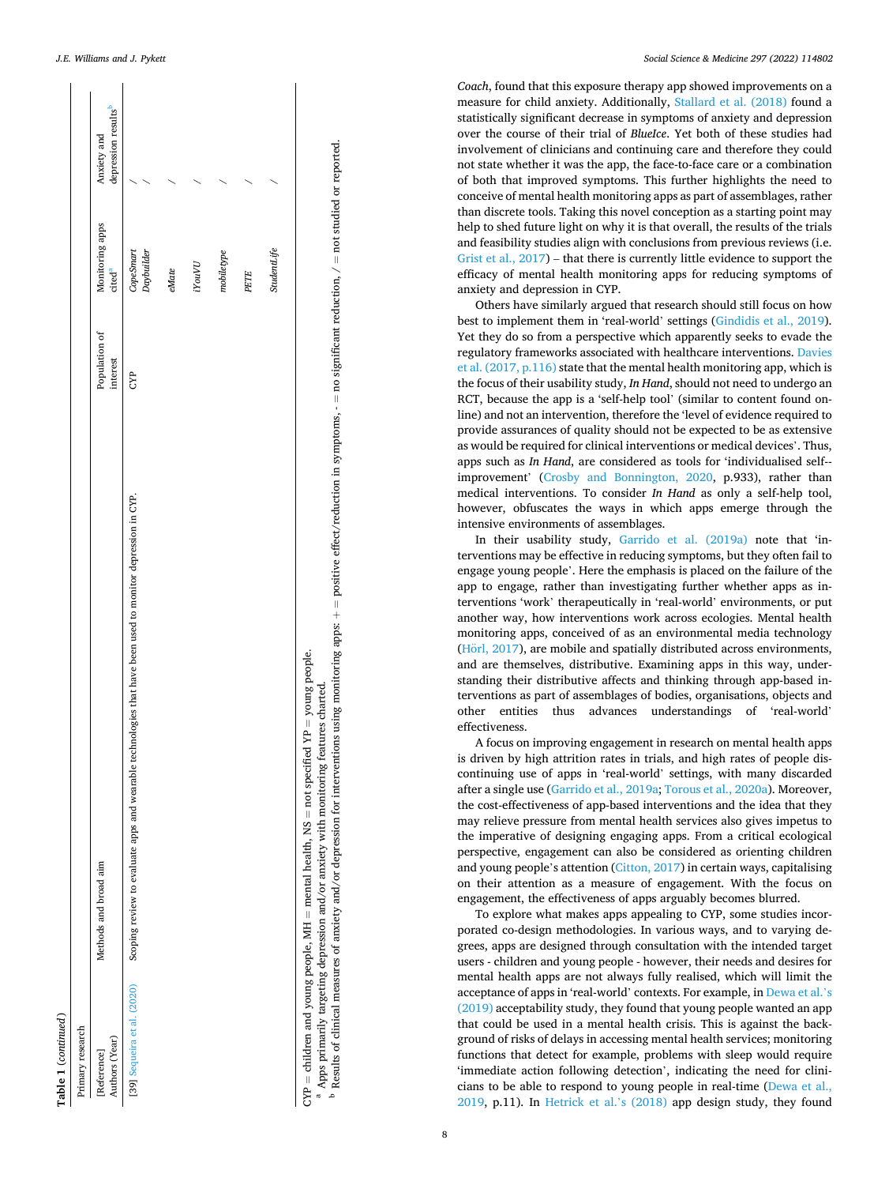**Table 1** (*continued*)

| Primary research | | | | |
|---|---|---|---|---|
| [Reference] Authors (Year) | Methods and broad aim | Population of interest | Monitoring apps cited[a] | Anxiety and depression results[b] |
| [39] Sequeira et al. (2020) | Scoping review to evaluate apps and wearable technologies that have been used to monitor depression in CYP. | CYP | *CopeSmart* | / |
| | | | *Daybuilder* | / |
| | | | *eMate* | / |
| | | | *iYouVU* | / |
| | | | *mobiletype* | / |
| | | | *PETE* | / |
| | | | *StudentLife* | / |

CYP = children and young people, MH = mental health, NS = not specified YP = young people.

[a] Apps primarily targeting depression and/or anxiety with monitoring features charted.

[b] Results of clinical measures of anxiety and/or depression for interventions using monitoring apps: + = positive effect/reduction in symptoms, - = no significant reduction, / = not studied or reported.

*Coach*, found that this exposure therapy app showed improvements on a measure for child anxiety. Additionally, Stallard et al. (2018) found a statistically significant decrease in symptoms of anxiety and depression over the course of their trial of *BlueIce*. Yet both of these studies had involvement of clinicians and continuing care and therefore they could not state whether it was the app, the face-to-face care or a combination of both that improved symptoms. This further highlights the need to conceive of mental health monitoring apps as part of assemblages, rather than discrete tools. Taking this novel conception as a starting point may help to shed future light on why it is that overall, the results of the trials and feasibility studies align with conclusions from previous reviews (i.e. Grist et al., 2017) – that there is currently little evidence to support the efficacy of mental health monitoring apps for reducing symptoms of anxiety and depression in CYP.

Others have similarly argued that research should still focus on how best to implement them in 'real-world' settings (Gindidis et al., 2019). Yet they do so from a perspective which apparently seeks to evade the regulatory frameworks associated with healthcare interventions. Davies et al. (2017, p.116) state that the mental health monitoring app, which is the focus of their usability study, *In Hand*, should not need to undergo an RCT, because the app is a 'self-help tool' (similar to content found online) and not an intervention, therefore the 'level of evidence required to provide assurances of quality should not be expected to be as extensive as would be required for clinical interventions or medical devices'. Thus, apps such as *In Hand*, are considered as tools for 'individualised self--improvement' (Crosby and Bonnington, 2020, p.933), rather than medical interventions. To consider *In Hand* as only a self-help tool, however, obfuscates the ways in which apps emerge through the intensive environments of assemblages.

In their usability study, Garrido et al. (2019a) note that 'interventions may be effective in reducing symptoms, but they often fail to engage young people'. Here the emphasis is placed on the failure of the app to engage, rather than investigating further whether apps as interventions 'work' therapeutically in 'real-world' environments, or put another way, how interventions work across ecologies. Mental health monitoring apps, conceived of as an environmental media technology (Hörl, 2017), are mobile and spatially distributed across environments, and are themselves, distributive. Examining apps in this way, understanding their distributive affects and thinking through app-based interventions as part of assemblages of bodies, organisations, objects and other entities thus advances understandings of 'real-world' effectiveness.

A focus on improving engagement in research on mental health apps is driven by high attrition rates in trials, and high rates of people discontinuing use of apps in 'real-world' settings, with many discarded after a single use (Garrido et al., 2019a; Torous et al., 2020a). Moreover, the cost-effectiveness of app-based interventions and the idea that they may relieve pressure from mental health services also gives impetus to the imperative of designing engaging apps. From a critical ecological perspective, engagement can also be considered as orienting children and young people's attention (Citton, 2017) in certain ways, capitalising on their attention as a measure of engagement. With the focus on engagement, the effectiveness of apps arguably becomes blurred.

To explore what makes apps appealing to CYP, some studies incorporated co-design methodologies. In various ways, and to varying degrees, apps are designed through consultation with the intended target users - children and young people - however, their needs and desires for mental health apps are not always fully realised, which will limit the acceptance of apps in 'real-world' contexts. For example, in Dewa et al.'s (2019) acceptability study, they found that young people wanted an app that could be used in a mental health crisis. This is against the background of risks of delays in accessing mental health services; monitoring functions that detect for example, problems with sleep would require 'immediate action following detection', indicating the need for clinicians to be able to respond to young people in real-time (Dewa et al., 2019, p.11). In Hetrick et al.'s (2018) app design study, they found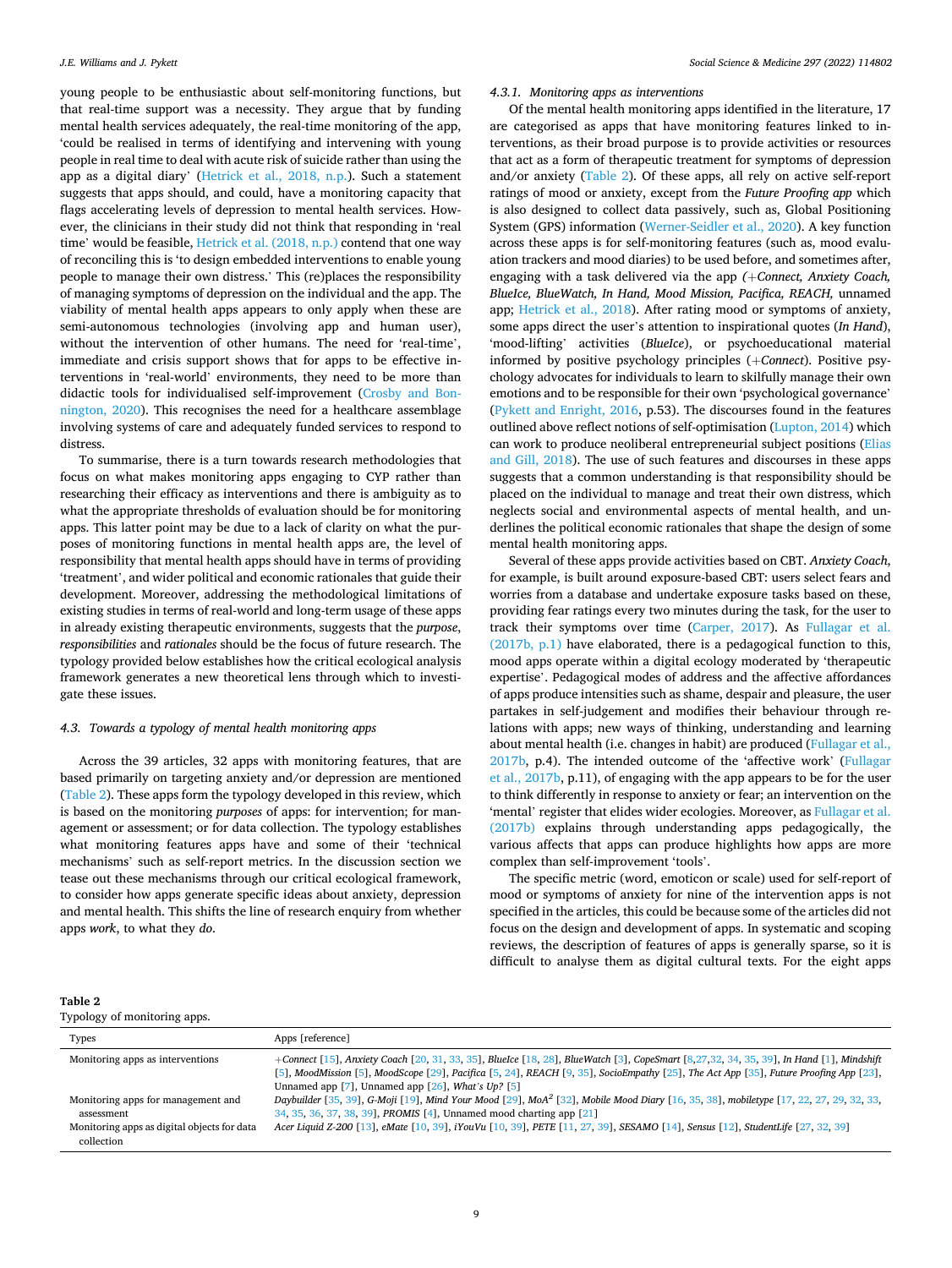young people to be enthusiastic about self-monitoring functions, but that real-time support was a necessity. They argue that by funding mental health services adequately, the real-time monitoring of the app, 'could be realised in terms of identifying and intervening with young people in real time to deal with acute risk of suicide rather than using the app as a digital diary' (Hetrick et al., 2018, n.p.). Such a statement suggests that apps should, and could, have a monitoring capacity that flags accelerating levels of depression to mental health services. However, the clinicians in their study did not think that responding in 'real time' would be feasible, Hetrick et al. (2018, n.p.) contend that one way of reconciling this is 'to design embedded interventions to enable young people to manage their own distress.' This (re)places the responsibility of managing symptoms of depression on the individual and the app. The viability of mental health apps appears to only apply when these are semi-autonomous technologies (involving app and human user), without the intervention of other humans. The need for 'real-time', immediate and crisis support shows that for apps to be effective interventions in 'real-world' environments, they need to be more than didactic tools for individualised self-improvement (Crosby and Bonnington, 2020). This recognises the need for a healthcare assemblage involving systems of care and adequately funded services to respond to distress.

To summarise, there is a turn towards research methodologies that focus on what makes monitoring apps engaging to CYP rather than researching their efficacy as interventions and there is ambiguity as to what the appropriate thresholds of evaluation should be for monitoring apps. This latter point may be due to a lack of clarity on what the purposes of monitoring functions in mental health apps are, the level of responsibility that mental health apps should have in terms of providing 'treatment', and wider political and economic rationales that guide their development. Moreover, addressing the methodological limitations of existing studies in terms of real-world and long-term usage of these apps in already existing therapeutic environments, suggests that the *purpose*, *responsibilities* and *rationales* should be the focus of future research. The typology provided below establishes how the critical ecological analysis framework generates a new theoretical lens through which to investigate these issues.

### 4.3. Towards a typology of mental health monitoring apps

Across the 39 articles, 32 apps with monitoring features, that are based primarily on targeting anxiety and/or depression are mentioned (Table 2). These apps form the typology developed in this review, which is based on the monitoring *purposes* of apps: for intervention; for management or assessment; or for data collection. The typology establishes what monitoring features apps have and some of their 'technical mechanisms' such as self-report metrics. In the discussion section we tease out these mechanisms through our critical ecological framework, to consider how apps generate specific ideas about anxiety, depression and mental health. This shifts the line of research enquiry from whether apps *work*, to what they *do*.

#### 4.3.1. Monitoring apps as interventions

Of the mental health monitoring apps identified in the literature, 17 are categorised as apps that have monitoring features linked to interventions, as their broad purpose is to provide activities or resources that act as a form of therapeutic treatment for symptoms of depression and/or anxiety (Table 2). Of these apps, all rely on active self-report ratings of mood or anxiety, except from the *Future Proofing app* which is also designed to collect data passively, such as, Global Positioning System (GPS) information (Werner-Seidler et al., 2020). A key function across these apps is for self-monitoring features (such as, mood evaluation trackers and mood diaries) to be used before, and sometimes after, engaging with a task delivered via the app *(+Connect, Anxiety Coach, BlueIce, BlueWatch, In Hand, Mood Mission, Pacifica, REACH,* unnamed app; Hetrick et al., 2018). After rating mood or symptoms of anxiety, some apps direct the user's attention to inspirational quotes (*In Hand*), 'mood-lifting' activities (*BlueIce*), or psychoeducational material informed by positive psychology principles (*+Connect*). Positive psychology advocates for individuals to learn to skilfully manage their own emotions and to be responsible for their own 'psychological governance' (Pykett and Enright, 2016, p.53). The discourses found in the features outlined above reflect notions of self-optimisation (Lupton, 2014) which can work to produce neoliberal entrepreneurial subject positions (Elias and Gill, 2018). The use of such features and discourses in these apps suggests that a common understanding is that responsibility should be placed on the individual to manage and treat their own distress, which neglects social and environmental aspects of mental health, and underlines the political economic rationales that shape the design of some mental health monitoring apps.

Several of these apps provide activities based on CBT. *Anxiety Coach*, for example, is built around exposure-based CBT: users select fears and worries from a database and undertake exposure tasks based on these, providing fear ratings every two minutes during the task, for the user to track their symptoms over time (Carper, 2017). As Fullagar et al. (2017b, p.1) have elaborated, there is a pedagogical function to this, mood apps operate within a digital ecology moderated by 'therapeutic expertise'. Pedagogical modes of address and the affective affordances of apps produce intensities such as shame, despair and pleasure, the user partakes in self-judgement and modifies their behaviour through relations with apps; new ways of thinking, understanding and learning about mental health (i.e. changes in habit) are produced (Fullagar et al., 2017b, p.4). The intended outcome of the 'affective work' (Fullagar et al., 2017b, p.11), of engaging with the app appears to be for the user to think differently in response to anxiety or fear; an intervention on the 'mental' register that elides wider ecologies. Moreover, as Fullagar et al. (2017b) explains through understanding apps pedagogically, the various affects that apps can produce highlights how apps are more complex than self-improvement 'tools'.

The specific metric (word, emoticon or scale) used for self-report of mood or symptoms of anxiety for nine of the intervention apps is not specified in the articles, this could be because some of the articles did not focus on the design and development of apps. In systematic and scoping reviews, the description of features of apps is generally sparse, so it is difficult to analyse them as digital cultural texts. For the eight apps

**Table 2**
Typology of monitoring apps.

| Types | Apps [reference] |
|---|---|
| Monitoring apps as interventions | *+Connect* [15], *Anxiety Coach* [20, 31, 33, 35], *BlueIce* [18, 28], *BlueWatch* [3], *CopeSmart* [8,27,32, 34, 35, 39], *In Hand* [1], *Mindshift* [5], *MoodMission* [5], *MoodScope* [29], *Pacifica* [5, 24], *REACH* [9, 35], *SocioEmpathy* [25], *The Act App* [35], *Future Proofing App* [23], Unnamed app [7], Unnamed app [26], *What's Up?* [5] |
| Monitoring apps for management and assessment | *Daybuilder* [35, 39], *G-Moji* [19], *Mind Your Mood* [29], *MoA²* [32], *Mobile Mood Diary* [16, 35, 38], *mobiletype* [17, 22, 27, 29, 32, 33, 34, 35, 36, 37, 38, 39], *PROMIS* [4], Unnamed mood charting app [21] |
| Monitoring apps as digital objects for data collection | *Acer Liquid Z-200* [13], *eMate* [10, 39], *iYouVu* [10, 39], *PETE* [11, 27, 39], *SESAMO* [14], *Sensus* [12], *StudentLife* [27, 32, 39] |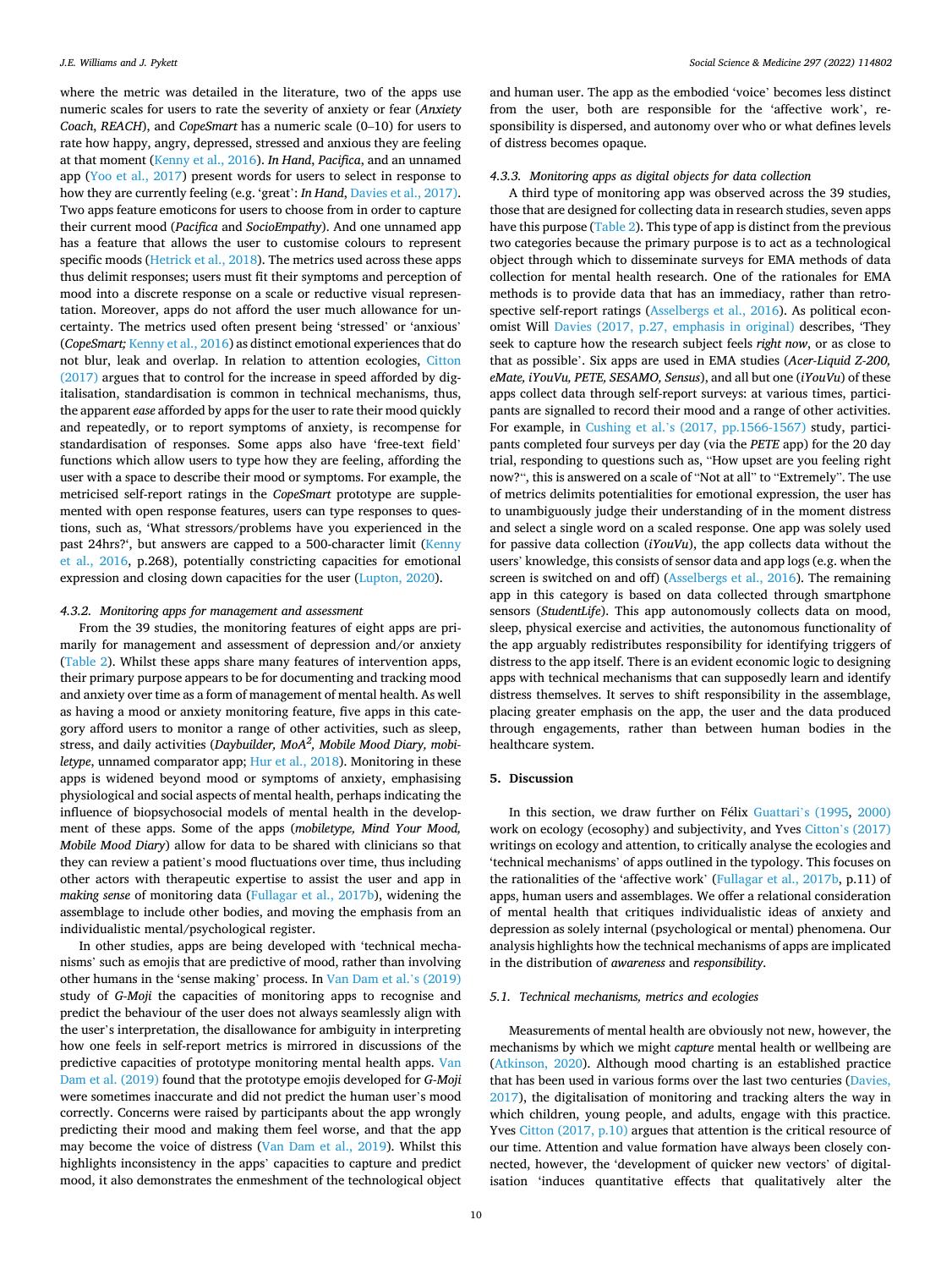where the metric was detailed in the literature, two of the apps use numeric scales for users to rate the severity of anxiety or fear (*Anxiety Coach, REACH*), and *CopeSmart* has a numeric scale (0–10) for users to rate how happy, angry, depressed, stressed and anxious they are feeling at that moment (Kenny et al., 2016). *In Hand*, *Pacifica*, and an unnamed app (Yoo et al., 2017) present words for users to select in response to how they are currently feeling (e.g. 'great': *In Hand*, Davies et al., 2017). Two apps feature emoticons for users to choose from in order to capture their current mood (*Pacifica* and *SocioEmpathy*). And one unnamed app has a feature that allows the user to customise colours to represent specific moods (Hetrick et al., 2018). The metrics used across these apps thus delimit responses; users must fit their symptoms and perception of mood into a discrete response on a scale or reductive visual representation. Moreover, apps do not afford the user much allowance for uncertainty. The metrics used often present being 'stressed' or 'anxious' (*CopeSmart;* Kenny et al., 2016) as distinct emotional experiences that do not blur, leak and overlap. In relation to attention ecologies, Citton (2017) argues that to control for the increase in speed afforded by digitalisation, standardisation is common in technical mechanisms, thus, the apparent *ease* afforded by apps for the user to rate their mood quickly and repeatedly, or to report symptoms of anxiety, is recompense for standardisation of responses. Some apps also have 'free-text field' functions which allow users to type how they are feeling, affording the user with a space to describe their mood or symptoms. For example, the metricised self-report ratings in the *CopeSmart* prototype are supplemented with open response features, users can type responses to questions, such as, 'What stressors/problems have you experienced in the past 24hrs?', but answers are capped to a 500-character limit (Kenny et al., 2016, p.268), potentially constricting capacities for emotional expression and closing down capacities for the user (Lupton, 2020).

#### 4.3.2. Monitoring apps for management and assessment

From the 39 studies, the monitoring features of eight apps are primarily for management and assessment of depression and/or anxiety (Table 2). Whilst these apps share many features of intervention apps, their primary purpose appears to be for documenting and tracking mood and anxiety over time as a form of management of mental health. As well as having a mood or anxiety monitoring feature, five apps in this category afford users to monitor a range of other activities, such as sleep, stress, and daily activities (*Daybuilder, MoA[2], Mobile Mood Diary, mobiletype*, unnamed comparator app; Hur et al., 2018). Monitoring in these apps is widened beyond mood or symptoms of anxiety, emphasising physiological and social aspects of mental health, perhaps indicating the influence of biopsychosocial models of mental health in the development of these apps. Some of the apps (*mobiletype, Mind Your Mood, Mobile Mood Diary*) allow for data to be shared with clinicians so that they can review a patient's mood fluctuations over time, thus including other actors with therapeutic expertise to assist the user and app in *making sense* of monitoring data (Fullagar et al., 2017b), widening the assemblage to include other bodies, and moving the emphasis from an individualistic mental/psychological register.

In other studies, apps are being developed with 'technical mechanisms' such as emojis that are predictive of mood, rather than involving other humans in the 'sense making' process. In Van Dam et al.'s (2019) study of *G-Moji* the capacities of monitoring apps to recognise and predict the behaviour of the user does not always seamlessly align with the user's interpretation, the disallowance for ambiguity in interpreting how one feels in self-report metrics is mirrored in discussions of the predictive capacities of prototype monitoring mental health apps. Van Dam et al. (2019) found that the prototype emojis developed for *G-Moji* were sometimes inaccurate and did not predict the human user's mood correctly. Concerns were raised by participants about the app wrongly predicting their mood and making them feel worse, and that the app may become the voice of distress (Van Dam et al., 2019). Whilst this highlights inconsistency in the apps' capacities to capture and predict mood, it also demonstrates the enmeshment of the technological object and human user. The app as the embodied 'voice' becomes less distinct from the user, both are responsible for the 'affective work', responsibility is dispersed, and autonomy over who or what defines levels of distress becomes opaque.

#### 4.3.3. Monitoring apps as digital objects for data collection

A third type of monitoring app was observed across the 39 studies, those that are designed for collecting data in research studies, seven apps have this purpose (Table 2). This type of app is distinct from the previous two categories because the primary purpose is to act as a technological object through which to disseminate surveys for EMA methods of data collection for mental health research. One of the rationales for EMA methods is to provide data that has an immediacy, rather than retrospective self-report ratings (Asselbergs et al., 2016). As political economist Will Davies (2017, p.27, emphasis in original) describes, 'They seek to capture how the research subject feels *right now*, or as close to that as possible'. Six apps are used in EMA studies (*Acer-Liquid Z-200, eMate, iYouVu, PETE, SESAMO, Sensus*), and all but one (*iYouVu*) of these apps collect data through self-report surveys: at various times, participants are signalled to record their mood and a range of other activities. For example, in Cushing et al.'s (2017, pp.1566-1567) study, participants completed four surveys per day (via the *PETE* app) for the 20 day trial, responding to questions such as, "How upset are you feeling right now?", this is answered on a scale of "Not at all" to "Extremely". The use of metrics delimits potentialities for emotional expression, the user has to unambiguously judge their understanding of in the moment distress and select a single word on a scaled response. One app was solely used for passive data collection (*iYouVu*), the app collects data without the users' knowledge, this consists of sensor data and app logs (e.g. when the screen is switched on and off) (Asselbergs et al., 2016). The remaining app in this category is based on data collected through smartphone sensors (*StudentLife*). This app autonomously collects data on mood, sleep, physical exercise and activities, the autonomous functionality of the app arguably redistributes responsibility for identifying triggers of distress to the app itself. There is an evident economic logic to designing apps with technical mechanisms that can supposedly learn and identify distress themselves. It serves to shift responsibility in the assemblage, placing greater emphasis on the app, the user and the data produced through engagements, rather than between human bodies in the healthcare system.

## 5. Discussion

In this section, we draw further on Félix Guattari's (1995, 2000) work on ecology (ecosophy) and subjectivity, and Yves Citton's (2017) writings on ecology and attention, to critically analyse the ecologies and 'technical mechanisms' of apps outlined in the typology. This focuses on the rationalities of the 'affective work' (Fullagar et al., 2017b, p.11) of apps, human users and assemblages. We offer a relational consideration of mental health that critiques individualistic ideas of anxiety and depression as solely internal (psychological or mental) phenomena. Our analysis highlights how the technical mechanisms of apps are implicated in the distribution of *awareness* and *responsibility*.

### 5.1. Technical mechanisms, metrics and ecologies

Measurements of mental health are obviously not new, however, the mechanisms by which we might *capture* mental health or wellbeing are (Atkinson, 2020). Although mood charting is an established practice that has been used in various forms over the last two centuries (Davies, 2017), the digitalisation of monitoring and tracking alters the way in which children, young people, and adults, engage with this practice. Yves Citton (2017, p.10) argues that attention is the critical resource of our time. Attention and value formation have always been closely connected, however, the 'development of quicker new vectors' of digitalisation 'induces quantitative effects that qualitatively alter the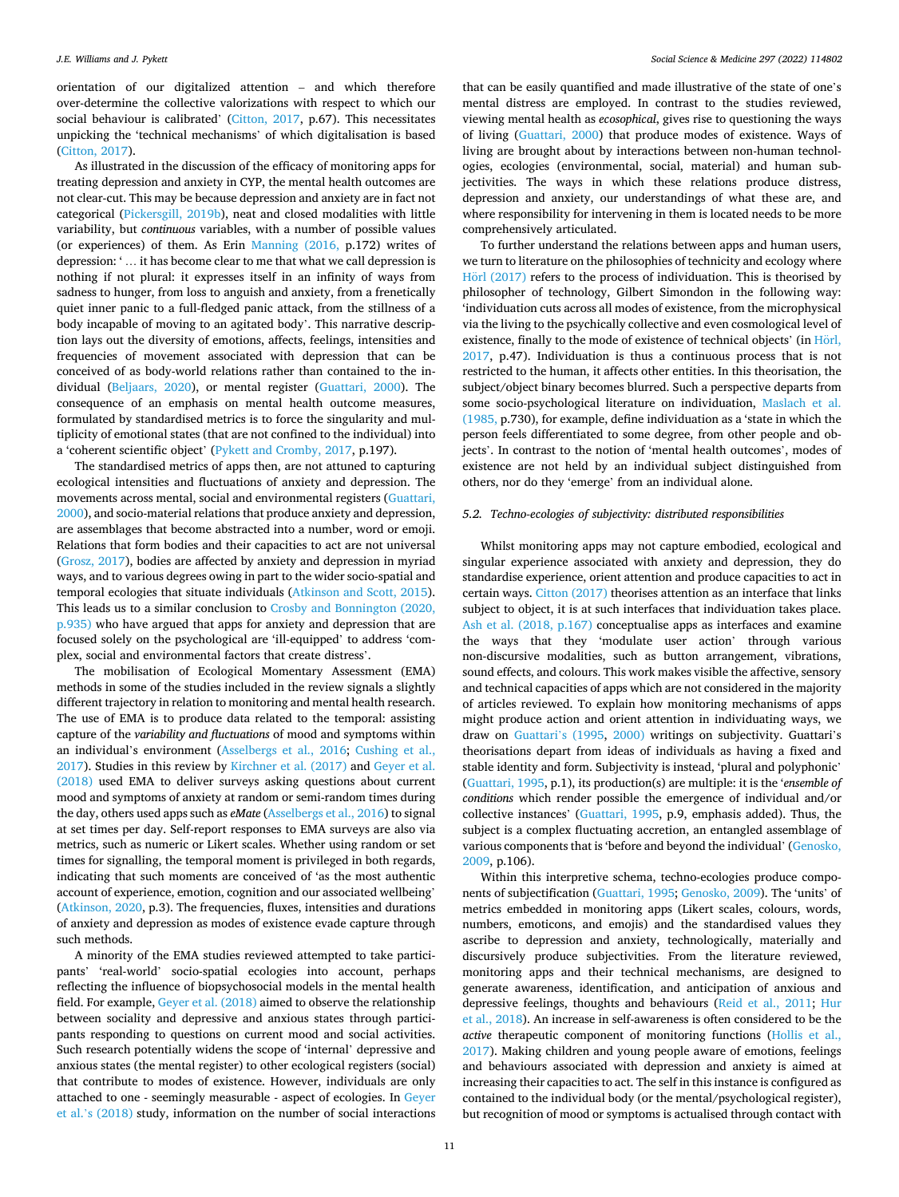orientation of our digitalized attention – and which therefore over-determine the collective valorizations with respect to which our social behaviour is calibrated' (Citton, 2017, p.67). This necessitates unpicking the 'technical mechanisms' of which digitalisation is based (Citton, 2017).

As illustrated in the discussion of the efficacy of monitoring apps for treating depression and anxiety in CYP, the mental health outcomes are not clear-cut. This may be because depression and anxiety are in fact not categorical (Pickersgill, 2019b), neat and closed modalities with little variability, but *continuous* variables, with a number of possible values (or experiences) of them. As Erin Manning (2016, p.172) writes of depression: ' … it has become clear to me that what we call depression is nothing if not plural: it expresses itself in an infinity of ways from sadness to hunger, from loss to anguish and anxiety, from a frenetically quiet inner panic to a full-fledged panic attack, from the stillness of a body incapable of moving to an agitated body'. This narrative description lays out the diversity of emotions, affects, feelings, intensities and frequencies of movement associated with depression that can be conceived of as body-world relations rather than contained to the individual (Beljaars, 2020), or mental register (Guattari, 2000). The consequence of an emphasis on mental health outcome measures, formulated by standardised metrics is to force the singularity and multiplicity of emotional states (that are not confined to the individual) into a 'coherent scientific object' (Pykett and Cromby, 2017, p.197).

The standardised metrics of apps then, are not attuned to capturing ecological intensities and fluctuations of anxiety and depression. The movements across mental, social and environmental registers (Guattari, 2000), and socio-material relations that produce anxiety and depression, are assemblages that become abstracted into a number, word or emoji. Relations that form bodies and their capacities to act are not universal (Grosz, 2017), bodies are affected by anxiety and depression in myriad ways, and to various degrees owing in part to the wider socio-spatial and temporal ecologies that situate individuals (Atkinson and Scott, 2015). This leads us to a similar conclusion to Crosby and Bonnington (2020, p.935) who have argued that apps for anxiety and depression that are focused solely on the psychological are 'ill-equipped' to address 'complex, social and environmental factors that create distress'.

The mobilisation of Ecological Momentary Assessment (EMA) methods in some of the studies included in the review signals a slightly different trajectory in relation to monitoring and mental health research. The use of EMA is to produce data related to the temporal: assisting capture of the *variability and fluctuations* of mood and symptoms within an individual's environment (Asselbergs et al., 2016; Cushing et al., 2017). Studies in this review by Kirchner et al. (2017) and Geyer et al. (2018) used EMA to deliver surveys asking questions about current mood and symptoms of anxiety at random or semi-random times during the day, others used apps such as *eMate* (Asselbergs et al., 2016) to signal at set times per day. Self-report responses to EMA surveys are also via metrics, such as numeric or Likert scales. Whether using random or set times for signalling, the temporal moment is privileged in both regards, indicating that such moments are conceived of 'as the most authentic account of experience, emotion, cognition and our associated wellbeing' (Atkinson, 2020, p.3). The frequencies, fluxes, intensities and durations of anxiety and depression as modes of existence evade capture through such methods.

A minority of the EMA studies reviewed attempted to take participants' 'real-world' socio-spatial ecologies into account, perhaps reflecting the influence of biopsychosocial models in the mental health field. For example, Geyer et al. (2018) aimed to observe the relationship between sociality and depressive and anxious states through participants responding to questions on current mood and social activities. Such research potentially widens the scope of 'internal' depressive and anxious states (the mental register) to other ecological registers (social) that contribute to modes of existence. However, individuals are only attached to one - seemingly measurable - aspect of ecologies. In Geyer et al.'s (2018) study, information on the number of social interactions that can be easily quantified and made illustrative of the state of one's mental distress are employed. In contrast to the studies reviewed, viewing mental health as *ecosophical*, gives rise to questioning the ways of living (Guattari, 2000) that produce modes of existence. Ways of living are brought about by interactions between non-human technologies, ecologies (environmental, social, material) and human subjectivities. The ways in which these relations produce distress, depression and anxiety, our understandings of what these are, and where responsibility for intervening in them is located needs to be more comprehensively articulated.

To further understand the relations between apps and human users, we turn to literature on the philosophies of technicity and ecology where Hörl (2017) refers to the process of individuation. This is theorised by philosopher of technology, Gilbert Simondon in the following way: 'individuation cuts across all modes of existence, from the microphysical via the living to the psychically collective and even cosmological level of existence, finally to the mode of existence of technical objects' (in Hörl, 2017, p.47). Individuation is thus a continuous process that is not restricted to the human, it affects other entities. In this theorisation, the subject/object binary becomes blurred. Such a perspective departs from some socio-psychological literature on individuation, Maslach et al. (1985, p.730), for example, define individuation as a 'state in which the person feels differentiated to some degree, from other people and objects'. In contrast to the notion of 'mental health outcomes', modes of existence are not held by an individual subject distinguished from others, nor do they 'emerge' from an individual alone.

### 5.2. Techno-ecologies of subjectivity: distributed responsibilities

Whilst monitoring apps may not capture embodied, ecological and singular experience associated with anxiety and depression, they do standardise experience, orient attention and produce capacities to act in certain ways. Citton (2017) theorises attention as an interface that links subject to object, it is at such interfaces that individuation takes place. Ash et al. (2018, p.167) conceptualise apps as interfaces and examine the ways that they 'modulate user action' through various non-discursive modalities, such as button arrangement, vibrations, sound effects, and colours. This work makes visible the affective, sensory and technical capacities of apps which are not considered in the majority of articles reviewed. To explain how monitoring mechanisms of apps might produce action and orient attention in individuating ways, we draw on Guattari's (1995, 2000) writings on subjectivity. Guattari's theorisations depart from ideas of individuals as having a fixed and stable identity and form. Subjectivity is instead, 'plural and polyphonic' (Guattari, 1995, p.1), its production(s) are multiple: it is the '*ensemble of conditions* which render possible the emergence of individual and/or collective instances' (Guattari, 1995, p.9, emphasis added). Thus, the subject is a complex fluctuating accretion, an entangled assemblage of various components that is 'before and beyond the individual' (Genosko, 2009, p.106).

Within this interpretive schema, techno-ecologies produce components of subjectification (Guattari, 1995; Genosko, 2009). The 'units' of metrics embedded in monitoring apps (Likert scales, colours, words, numbers, emoticons, and emojis) and the standardised values they ascribe to depression and anxiety, technologically, materially and discursively produce subjectivities. From the literature reviewed, monitoring apps and their technical mechanisms, are designed to generate awareness, identification, and anticipation of anxious and depressive feelings, thoughts and behaviours (Reid et al., 2011; Hur et al., 2018). An increase in self-awareness is often considered to be the *active* therapeutic component of monitoring functions (Hollis et al., 2017). Making children and young people aware of emotions, feelings and behaviours associated with depression and anxiety is aimed at increasing their capacities to act. The self in this instance is configured as contained to the individual body (or the mental/psychological register), but recognition of mood or symptoms is actualised through contact with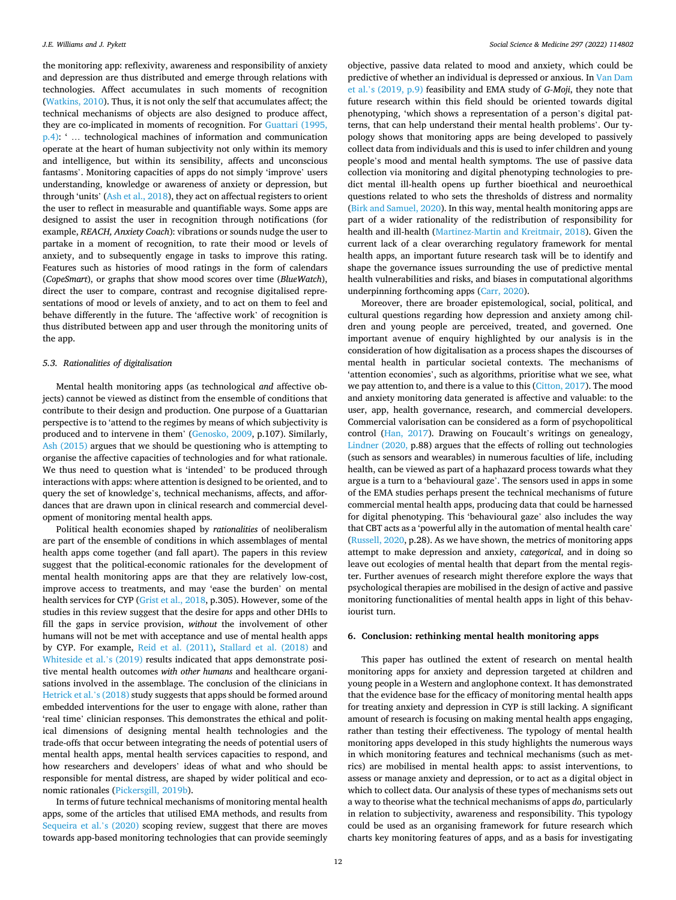the monitoring app: reflexivity, awareness and responsibility of anxiety and depression are thus distributed and emerge through relations with technologies. Affect accumulates in such moments of recognition (Watkins, 2010). Thus, it is not only the self that accumulates affect; the technical mechanisms of objects are also designed to produce affect, they are co-implicated in moments of recognition. For Guattari (1995, p.4): '... technological machines of information and communication operate at the heart of human subjectivity not only within its memory and intelligence, but within its sensibility, affects and unconscious fantasms'. Monitoring capacities of apps do not simply 'improve' users understanding, knowledge or awareness of anxiety or depression, but through 'units' (Ash et al., 2018), they act on affectual registers to orient the user to reflect in measurable and quantifiable ways. Some apps are designed to assist the user in recognition through notifications (for example, *REACH, Anxiety Coach*): vibrations or sounds nudge the user to partake in a moment of recognition, to rate their mood or levels of anxiety, and to subsequently engage in tasks to improve this rating. Features such as histories of mood ratings in the form of calendars (*CopeSmart*), or graphs that show mood scores over time (*BlueWatch*), direct the user to compare, contrast and recognise digitalised representations of mood or levels of anxiety, and to act on them to feel and behave differently in the future. The 'affective work' of recognition is thus distributed between app and user through the monitoring units of the app.

### 5.3. Rationalities of digitalisation

Mental health monitoring apps (as technological *and* affective objects) cannot be viewed as distinct from the ensemble of conditions that contribute to their design and production. One purpose of a Guattarian perspective is to 'attend to the regimes by means of which subjectivity is produced and to intervene in them' (Genosko, 2009, p.107). Similarly, Ash (2015) argues that we should be questioning who is attempting to organise the affective capacities of technologies and for what rationale. We thus need to question what is 'intended' to be produced through interactions with apps: where attention is designed to be oriented, and to query the set of knowledge's, technical mechanisms, affects, and affordances that are drawn upon in clinical research and commercial development of monitoring mental health apps.

Political health economies shaped by *rationalities* of neoliberalism are part of the ensemble of conditions in which assemblages of mental health apps come together (and fall apart). The papers in this review suggest that the political-economic rationales for the development of mental health monitoring apps are that they are relatively low-cost, improve access to treatments, and may 'ease the burden' on mental health services for CYP (Grist et al., 2018, p.305). However, some of the studies in this review suggest that the desire for apps and other DHIs to fill the gaps in service provision, *without* the involvement of other humans will not be met with acceptance and use of mental health apps by CYP. For example, Reid et al. (2011), Stallard et al. (2018) and Whiteside et al.'s (2019) results indicated that apps demonstrate positive mental health outcomes *with other humans* and healthcare organisations involved in the assemblage. The conclusion of the clinicians in Hetrick et al.'s (2018) study suggests that apps should be formed around embedded interventions for the user to engage with alone, rather than 'real time' clinician responses. This demonstrates the ethical and political dimensions of designing mental health technologies and the trade-offs that occur between integrating the needs of potential users of mental health apps, mental health services capacities to respond, and how researchers and developers' ideas of what and who should be responsible for mental distress, are shaped by wider political and economic rationales (Pickersgill, 2019b).

In terms of future technical mechanisms of monitoring mental health apps, some of the articles that utilised EMA methods, and results from Sequeira et al.'s (2020) scoping review, suggest that there are moves towards app-based monitoring technologies that can provide seemingly objective, passive data related to mood and anxiety, which could be predictive of whether an individual is depressed or anxious. In Van Dam et al.'s (2019, p.9) feasibility and EMA study of *G-Moji*, they note that future research within this field should be oriented towards digital phenotyping, 'which shows a representation of a person's digital patterns, that can help understand their mental health problems'. Our typology shows that monitoring apps are being developed to passively collect data from individuals and this is used to infer children and young people's mood and mental health symptoms. The use of passive data collection via monitoring and digital phenotyping technologies to predict mental ill-health opens up further bioethical and neuroethical questions related to who sets the thresholds of distress and normality (Birk and Samuel, 2020). In this way, mental health monitoring apps are part of a wider rationality of the redistribution of responsibility for health and ill-health (Martinez-Martin and Kreitmair, 2018). Given the current lack of a clear overarching regulatory framework for mental health apps, an important future research task will be to identify and shape the governance issues surrounding the use of predictive mental health vulnerabilities and risks, and biases in computational algorithms underpinning forthcoming apps (Carr, 2020).

Moreover, there are broader epistemological, social, political, and cultural questions regarding how depression and anxiety among children and young people are perceived, treated, and governed. One important avenue of enquiry highlighted by our analysis is in the consideration of how digitalisation as a process shapes the discourses of mental health in particular societal contexts. The mechanisms of 'attention economies', such as algorithms, prioritise what we see, what we pay attention to, and there is a value to this (Citton, 2017). The mood and anxiety monitoring data generated is affective and valuable: to the user, app, health governance, research, and commercial developers. Commercial valorisation can be considered as a form of psychopolitical control (Han, 2017). Drawing on Foucault's writings on genealogy, Lindner (2020, p.88) argues that the effects of rolling out technologies (such as sensors and wearables) in numerous faculties of life, including health, can be viewed as part of a haphazard process towards what they argue is a turn to a 'behavioural gaze'. The sensors used in apps in some of the EMA studies perhaps present the technical mechanisms of future commercial mental health apps, producing data that could be harnessed for digital phenotyping. This 'behavioural gaze' also includes the way that CBT acts as a 'powerful ally in the automation of mental health care' (Russell, 2020, p.28). As we have shown, the metrics of monitoring apps attempt to make depression and anxiety, *categorical*, and in doing so leave out ecologies of mental health that depart from the mental register. Further avenues of research might therefore explore the ways that psychological therapies are mobilised in the design of active and passive monitoring functionalities of mental health apps in light of this behaviourist turn.

## 6. Conclusion: rethinking mental health monitoring apps

This paper has outlined the extent of research on mental health monitoring apps for anxiety and depression targeted at children and young people in a Western and anglophone context. It has demonstrated that the evidence base for the efficacy of monitoring mental health apps for treating anxiety and depression in CYP is still lacking. A significant amount of research is focusing on making mental health apps engaging, rather than testing their effectiveness. The typology of mental health monitoring apps developed in this study highlights the numerous ways in which monitoring features and technical mechanisms (such as metrics) are mobilised in mental health apps: to assist interventions, to assess or manage anxiety and depression, or to act as a digital object in which to collect data. Our analysis of these types of mechanisms sets out a way to theorise what the technical mechanisms of apps *do*, particularly in relation to subjectivity, awareness and responsibility. This typology could be used as an organising framework for future research which charts key monitoring features of apps, and as a basis for investigating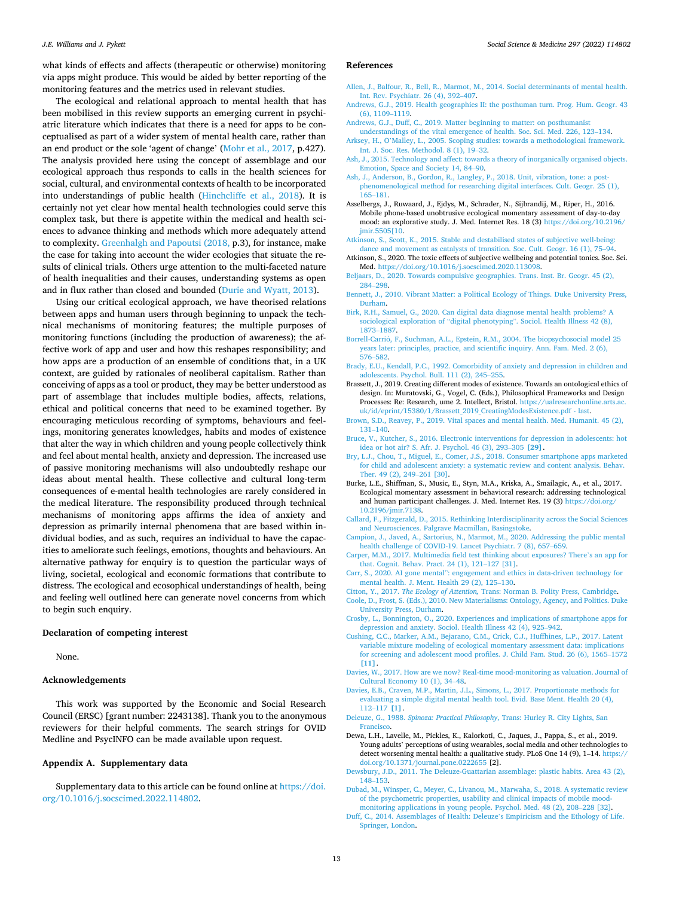what kinds of effects and affects (therapeutic or otherwise) monitoring via apps might produce. This would be aided by better reporting of the monitoring features and the metrics used in relevant studies.

The ecological and relational approach to mental health that has been mobilised in this review supports an emerging current in psychiatric literature which indicates that there is a need for apps to be conceptualised as part of a wider system of mental health care, rather than an end product or the sole 'agent of change' (Mohr et al., 2017, p.427). The analysis provided here using the concept of assemblage and our ecological approach thus responds to calls in the health sciences for social, cultural, and environmental contexts of health to be incorporated into understandings of public health (Hinchcliffe et al., 2018). It is certainly not yet clear how mental health technologies could serve this complex task, but there is appetite within the medical and health sciences to advance thinking and methods which more adequately attend to complexity. Greenhalgh and Papoutsi (2018, p.3), for instance, make the case for taking into account the wider ecologies that situate the results of clinical trials. Others urge attention to the multi-faceted nature of health inequalities and their causes, understanding systems as open and in flux rather than closed and bounded (Durie and Wyatt, 2013).

Using our critical ecological approach, we have theorised relations between apps and human users through beginning to unpack the technical mechanisms of monitoring features; the multiple purposes of monitoring functions (including the production of awareness); the affective work of app and user and how this reshapes responsibility; and how apps are a production of an ensemble of conditions that, in a UK context, are guided by rationales of neoliberal capitalism. Rather than conceiving of apps as a tool or product, they may be better understood as part of assemblage that includes multiple bodies, affects, relations, ethical and political concerns that need to be examined together. By encouraging meticulous recording of symptoms, behaviours and feelings, monitoring generates knowledges, habits and modes of existence that alter the way in which children and young people collectively think and feel about mental health, anxiety and depression. The increased use of passive monitoring mechanisms will also undoubtedly reshape our ideas about mental health. These collective and cultural long-term consequences of e-mental health technologies are rarely considered in the medical literature. The responsibility produced through technical mechanisms of monitoring apps affirms the idea of anxiety and depression as primarily internal phenomena that are based within individual bodies, and as such, requires an individual to have the capacities to ameliorate such feelings, emotions, thoughts and behaviours. An alternative pathway for enquiry is to question the particular ways of living, societal, ecological and economic formations that contribute to distress. The ecological and ecosophical understandings of health, being and feeling well outlined here can generate novel concerns from which to begin such enquiry.

## Declaration of competing interest

None.

## Acknowledgements

This work was supported by the Economic and Social Research Council (ERSC) [grant number: 2243138]. Thank you to the anonymous reviewers for their helpful comments. The search strings for OVID Medline and PsycINFO can be made available upon request.

## Appendix A. Supplementary data

Supplementary data to this article can be found online at https://doi.org/10.1016/j.socscimed.2022.114802.

## References

Allen, J., Balfour, R., Bell, R., Marmot, M., 2014. Social determinants of mental health. Int. Rev. Psychiatr. 26 (4), 392–407.

Andrews, G.J., 2019. Health geographies II: the posthuman turn. Prog. Hum. Geogr. 43 (6), 1109–1119.

Andrews, G.J., Duff, C., 2019. Matter beginning to matter: on posthumanist understandings of the vital emergence of health. Soc. Sci. Med. 226, 123–134.

Arksey, H., O'Malley, L., 2005. Scoping studies: towards a methodological framework. Int. J. Soc. Res. Methodol. 8 (1), 19–32.

Ash, J., 2015. Technology and affect: towards a theory of inorganically organised objects. Emotion, Space and Society 14, 84–90.

Ash, J., Anderson, B., Gordon, R., Langley, P., 2018. Unit, vibration, tone: a post-phenomenological method for researching digital interfaces. Cult. Geogr. 25 (1), 165–181.

Asselbergs, J., Ruwaard, J., Ejdys, M., Schrader, N., Sijbrandij, M., Riper, H., 2016. Mobile phone-based unobtrusive ecological momentary assessment of day-to-day mood: an explorative study. J. Med. Internet Res. 18 (3) https://doi.org/10.2196/jmir.5505[10.

Atkinson, S., Scott, K., 2015. Stable and destabilised states of subjective well-being: dance and movement as catalysts of transition. Soc. Cult. Geogr. 16 (1), 75–94.

Atkinson, S., 2020. The toxic effects of subjective wellbeing and potential tonics. Soc. Sci. Med. https://doi.org/10.1016/j.socscimed.2020.113098.

Beljaars, D., 2020. Towards compulsive geographies. Trans. Inst. Br. Geogr. 45 (2), 284–298.

Bennett, J., 2010. Vibrant Matter: a Political Ecology of Things. Duke University Press, Durham.

Birk, R.H., Samuel, G., 2020. Can digital data diagnose mental health problems? A sociological exploration of "digital phenotyping". Sociol. Health Illness 42 (8), 1873–1887.

Borrell-Carrió, F., Suchman, A.L., Epstein, R.M., 2004. The biopsychosocial model 25 years later: principles, practice, and scientific inquiry. Ann. Fam. Med. 2 (6), 576–582.

Brady, E.U., Kendall, P.C., 1992. Comorbidity of anxiety and depression in children and adolescents. Psychol. Bull. 111 (2), 245–255.

Brassett, J., 2019. Creating different modes of existence. Towards an ontological ethics of design. In: Muratovski, G., Vogel, C. (Eds.), Philosophical Frameworks and Design Processes: Re: Research, ume 2. Intellect, Bristol. https://ualresearchonline.arts.ac.uk/id/eprint/15380/1/Brassett_2019_CreatingModesExistence.pdf - last.

Brown, S.D., Reavey, P., 2019. Vital spaces and mental health. Med. Humanit. 45 (2), 131–140.

Bruce, V., Kutcher, S., 2016. Electronic interventions for depression in adolescents: hot idea or hot air? S. Afr. J. Psychol. 46 (3), 293–305 **[29]**.

Bry, L.J., Chou, T., Miguel, E., Comer, J.S., 2018. Consumer smartphone apps marketed for child and adolescent anxiety: a systematic review and content analysis. Behav. Ther. 49 (2), 249–261 [30].

Burke, L.E., Shiffman, S., Music, E., Styn, M.A., Kriska, A., Smailagic, A., et al., 2017. Ecological momentary assessment in behavioral research: addressing technological and human participant challenges. J. Med. Internet Res. 19 (3) https://doi.org/10.2196/jmir.7138.

Callard, F., Fitzgerald, D., 2015. Rethinking Interdisciplinarity across the Social Sciences and Neurosciences. Palgrave Macmillan, Basingstoke.

Campion, J., Javed, A., Sartorius, N., Marmot, M., 2020. Addressing the public mental health challenge of COVID-19. Lancet Psychiatr. 7 (8), 657–659.

Carper, M.M., 2017. Multimedia field test thinking about exposures? There's an app for that. Cognit. Behav. Pract. 24 (1), 121–127 [31].

Carr, S., 2020. AI gone mental": engagement and ethics in data-driven technology for mental health. J. Ment. Health 29 (2), 125–130.

Citton, Y., 2017. *The Ecology of Attention*, Trans: Norman B. Polity Press, Cambridge.

Coole, D., Frost, S. (Eds.), 2010. New Materialisms: Ontology, Agency, and Politics. Duke University Press, Durham.

Crosby, L., Bonnington, O., 2020. Experiences and implications of smartphone apps for depression and anxiety. Sociol. Health Illness 42 (4), 925–942.

Cushing, C.C., Marker, A.M., Bejarano, C.M., Crick, C.J., Huffhines, L.P., 2017. Latent variable mixture modeling of ecological momentary assessment data: implications for screening and adolescent mood profiles. J. Child Fam. Stud. 26 (6), 1565–1572 **[11]**.

Davies, W., 2017. How are we now? Real-time mood-monitoring as valuation. Journal of Cultural Economy 10 (1), 34–48.

Davies, E.B., Craven, M.P., Martin, J.L., Simons, L., 2017. Proportionate methods for evaluating a simple digital mental health tool. Evid. Base Ment. Health 20 (4), 112–117 **[1]**.

Deleuze, G., 1988. *Spinoza: Practical Philosophy*, Trans: Hurley R. City Lights, San Francisco.

Dewa, L.H., Lavelle, M., Pickles, K., Kalorkoti, C., Jaques, J., Pappa, S., et al., 2019. Young adults' perceptions of using wearables, social media and other technologies to detect worsening mental health: a qualitative study. PLoS One 14 (9), 1–14. https://doi.org/10.1371/journal.pone.0222655 [2].

Dewsbury, J.D., 2011. The Deleuze-Guattarian assemblage: plastic habits. Area 43 (2), 148–153.

Dubad, M., Winsper, C., Meyer, C., Livanou, M., Marwaha, S., 2018. A systematic review of the psychometric properties, usability and clinical impacts of mobile mood-monitoring applications in young people. Psychol. Med. 48 (2), 208–228 [32].

Duff, C., 2014. Assemblages of Health: Deleuze's Empiricism and the Ethology of Life. Springer, London.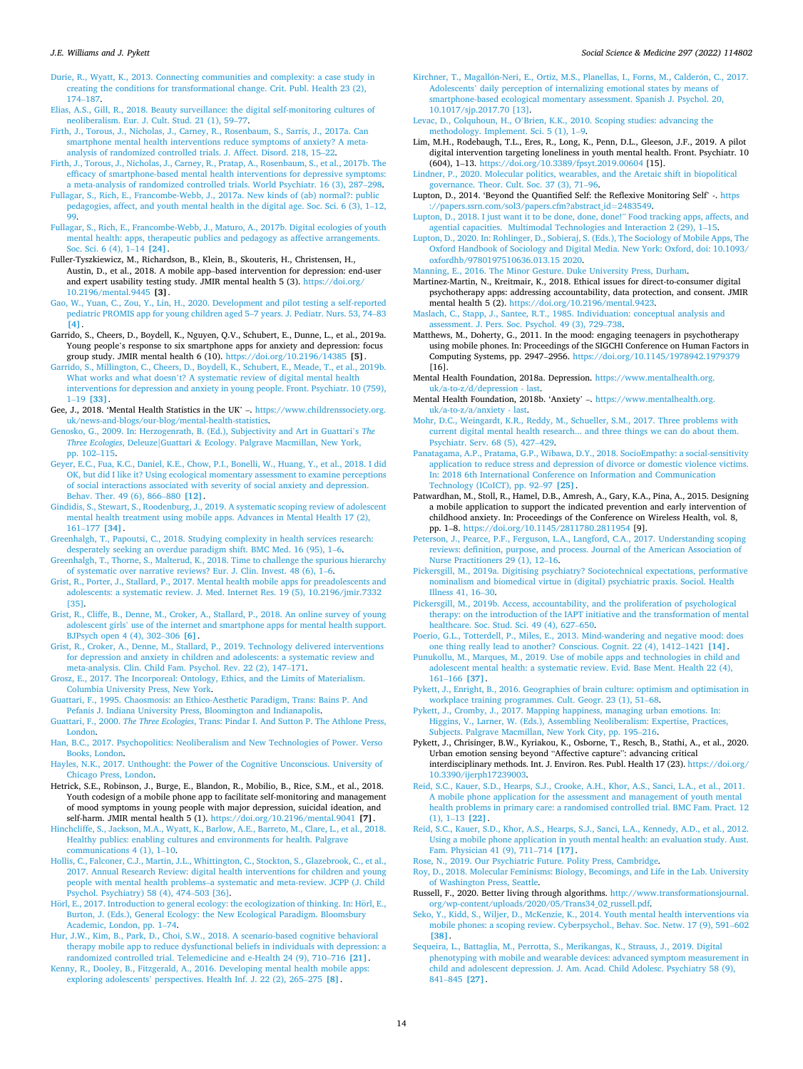Durie, R., Wyatt, K., 2013. Connecting communities and complexity: a case study in creating the conditions for transformational change. Crit. Publ. Health 23 (2), 174–187.

Elias, A.S., Gill, R., 2018. Beauty surveillance: the digital self-monitoring cultures of neoliberalism. Eur. J. Cult. Stud. 21 (1), 59–77.

Firth, J., Torous, J., Nicholas, J., Carney, R., Rosenbaum, S., Sarris, J., 2017a. Can smartphone mental health interventions reduce symptoms of anxiety? A meta-analysis of randomized controlled trials. J. Affect. Disord. 218, 15–22.

Firth, J., Torous, J., Nicholas, J., Carney, R., Pratap, A., Rosenbaum, S., et al., 2017b. The efficacy of smartphone-based mental health interventions for depressive symptoms: a meta-analysis of randomized controlled trials. World Psychiatr. 16 (3), 287–298.

Fullagar, S., Rich, E., Francombe-Webb, J., 2017a. New kinds of (ab) normal?: public pedagogies, affect, and youth mental health in the digital age. Soc. Sci. 6 (3), 1–12, 99.

Fullagar, S., Rich, E., Francombe-Webb, J., Maturo, A., 2017b. Digital ecologies of youth mental health: apps, therapeutic publics and pedagogy as affective arrangements. Soc. Sci. 6 (4), 1–14 **[24]**.

Fuller-Tyszkiewicz, M., Richardson, B., Klein, B., Skouteris, H., Christensen, H., Austin, D., et al., 2018. A mobile app–based intervention for depression: end-user and expert usability testing study. JMIR mental health 5 (3). https://doi.org/10.2196/mental.9445 **[3]**.

Gao, W., Yuan, C., Zou, Y., Lin, H., 2020. Development and pilot testing a self-reported pediatric PROMIS app for young children aged 5–7 years. J. Pediatr. Nurs. 53, 74–83 **[4]**.

Garrido, S., Cheers, D., Boydell, K., Nguyen, Q.V., Schubert, E., Dunne, L., et al., 2019a. Young people's response to six smartphone apps for anxiety and depression: focus group study. JMIR mental health 6 (10). https://doi.org/10.2196/14385 **[5]**.

Garrido, S., Millington, C., Cheers, D., Boydell, K., Schubert, E., Meade, T., et al., 2019b. What works and what doesn't? A systematic review of digital mental health interventions for depression and anxiety in young people. Front. Psychiatr. 10 (759), 1–19 **[33]**.

Gee, J., 2018. 'Mental Health Statistics in the UK' –. https://www.childrenssociety.org.uk/news-and-blogs/our-blog/mental-health-statistics.

Genosko, G., 2009. In: Herzogenrath, B. (Ed.), Subjectivity and Art in Guattari's *The Three Ecologies*, Deleuze|Guattari & Ecology. Palgrave Macmillan, New York, pp. 102–115.

Geyer, E.C., Fua, K.C., Daniel, K.E., Chow, P.I., Bonelli, W., Huang, Y., et al., 2018. I did OK, but did I like it? Using ecological momentary assessment to examine perceptions of social interactions associated with severity of social anxiety and depression. Behav. Ther. 49 (6), 866–880 **[12]**.

Gindidis, S., Stewart, S., Roodenburg, J., 2019. A systematic scoping review of adolescent mental health treatment using mobile apps. Advances in Mental Health 17 (2), 161–177 **[34]**.

Greenhalgh, T., Papoutsi, C., 2018. Studying complexity in health services research: desperately seeking an overdue paradigm shift. BMC Med. 16 (95), 1–6.

Greenhalgh, T., Thorne, S., Malterud, K., 2018. Time to challenge the spurious hierarchy of systematic over narrative reviews? Eur. J. Clin. Invest. 48 (6), 1–6.

Grist, R., Porter, J., Stallard, P., 2017. Mental health mobile apps for preadolescents and adolescents: a systematic review. J. Med. Internet Res. 19 (5), 10.2196/jmir.7332 [35].

Grist, R., Cliffe, B., Denne, M., Croker, A., Stallard, P., 2018. An online survey of young adolescent girls' use of the internet and smartphone apps for mental health support. BJPsych open 4 (4), 302–306 **[6]**.

Grist, R., Croker, A., Denne, M., Stallard, P., 2019. Technology delivered interventions for depression and anxiety in children and adolescents: a systematic review and meta-analysis. Clin. Child Fam. Psychol. Rev. 22 (2), 147–171.

Grosz, E., 2017. The Incorporeal: Ontology, Ethics, and the Limits of Materialism. Columbia University Press, New York.

Guattari, F., 1995. Chaosmosis: an Ethico-Aesthetic Paradigm, Trans: Bains P. And Pefanis J. Indiana University Press, Bloomington and Indianapolis.

Guattari, F., 2000. *The Three Ecologies*, Trans: Pindar I. And Sutton P. The Athlone Press, London.

Han, B.C., 2017. Psychopolitics: Neoliberalism and New Technologies of Power. Verso Books, London.

Hayles, N.K., 2017. Unthought: the Power of the Cognitive Unconscious. University of Chicago Press, London.

Hetrick, S.E., Robinson, J., Burge, E., Blandon, R., Mobilio, B., Rice, S.M., et al., 2018. Youth codesign of a mobile phone app to facilitate self-monitoring and management of mood symptoms in young people with major depression, suicidal ideation, and self-harm. JMIR mental health 5 (1). https://doi.org/10.2196/mental.9041 **[7]**.

Hinchcliffe, S., Jackson, M.A., Wyatt, K., Barlow, A.E., Barreto, M., Clare, L., et al., 2018. Healthy publics: enabling cultures and environments for health. Palgrave communications 4 (1), 1–10.

Hollis, C., Falconer, C.J., Martin, J.L., Whittington, C., Stockton, S., Glazebrook, C., et al., 2017. Annual Research Review: digital health interventions for children and young people with mental health problems–a systematic and meta-review. JCPP (J. Child Psychol. Psychiatry) 58 (4), 474–503 [36].

Hörl, E., 2017. Introduction to general ecology: the ecologization of thinking. In: Hörl, E., Burton, J. (Eds.), General Ecology: the New Ecological Paradigm. Bloomsbury Academic, London, pp. 1–74.

Hur, J.W., Kim, B., Park, D., Choi, S.W., 2018. A scenario-based cognitive behavioral therapy mobile app to reduce dysfunctional beliefs in individuals with depression: a randomized controlled trial. Telemedicine and e-Health 24 (9), 710–716 **[21]**.

Kenny, R., Dooley, B., Fitzgerald, A., 2016. Developing mental health mobile apps: exploring adolescents' perspectives. Health Inf. J. 22 (2), 265–275 **[8]**.

Kirchner, T., Magallón-Neri, E., Ortiz, M.S., Planellas, I., Forns, M., Calderón, C., 2017. Adolescents' daily perception of internalizing emotional states by means of smartphone-based ecological momentary assessment. Spanish J. Psychol. 20, 10.1017/sjp.2017.70 [13].

Levac, D., Colquhoun, H., O'Brien, K.K., 2010. Scoping studies: advancing the methodology. Implement. Sci. 5 (1), 1–9.

Lim, M.H., Rodebaugh, T.L., Eres, R., Long, K., Penn, D.L., Gleeson, J.F., 2019. A pilot digital intervention targeting loneliness in youth mental health. Front. Psychiatr. 10 (604), 1–13. https://doi.org/10.3389/fpsyt.2019.00604 [15].

Lindner, P., 2020. Molecular politics, wearables, and the Aretaic shift in biopolitical governance. Theor. Cult. Soc. 37 (3), 71–96.

Lupton, D., 2014. 'Beyond the Quantified Self: the Reflexive Monitoring Self' -. https://papers.ssrn.com/sol3/papers.cfm?abstract_id=2483549.

Lupton, D., 2018. I just want it to be done, done, done!" Food tracking apps, affects, and agential capacities. Multimodal Technologies and Interaction 2 (29), 1–15.

Lupton, D., 2020. In: Rohlinger, D., Sobieraj, S. (Eds.), The Sociology of Mobile Apps, The Oxford Handbook of Sociology and Digital Media. New York: Oxford, doi: 10.1093/oxfordhb/9780197510636.013.15 2020.

Manning, E., 2016. The Minor Gesture. Duke University Press, Durham.

Martinez-Martin, N., Kreitmair, K., 2018. Ethical issues for direct-to-consumer digital psychotherapy apps: addressing accountability, data protection, and consent. JMIR mental health 5 (2). https://doi.org/10.2196/mental.9423.

Maslach, C., Stapp, J., Santee, R.T., 1985. Individuation: conceptual analysis and assessment. J. Pers. Soc. Psychol. 49 (3), 729–738.

Matthews, M., Doherty, G., 2011. In the mood: engaging teenagers in psychotherapy using mobile phones. In: Proceedings of the SIGCHI Conference on Human Factors in Computing Systems, pp. 2947–2956. https://doi.org/10.1145/1978942.1979379 [16].

Mental Health Foundation, 2018a. Depression. https://www.mentalhealth.org.uk/a-to-z/d/depression - last.

Mental Health Foundation, 2018b. 'Anxiety' –. https://www.mentalhealth.org.uk/a-to-z/a/anxiety - last.

Mohr, D.C., Weingardt, K.R., Reddy, M., Schueller, S.M., 2017. Three problems with current digital mental health research... and three things we can do about them. Psychiatr. Serv. 68 (5), 427–429.

Panatagama, A.P., Pratama, G.P., Wibawa, D.Y., 2018. SocioEmpathy: a social-sensitivity application to reduce stress and depression of divorce or domestic violence victims. In: 2018 6th International Conference on Information and Communication Technology (ICoICT), pp. 92–97 **[25]**.

Patwardhan, M., Stoll, R., Hamel, D.B., Amresh, A., Gary, K.A., Pina, A., 2015. Designing a mobile application to support the indicated prevention and early intervention of childhood anxiety. In: Proceedings of the Conference on Wireless Health, vol. 8, pp. 1–8. https://doi.org/10.1145/2811780.2811954 [9].

Peterson, J., Pearce, P.F., Ferguson, L.A., Langford, C.A., 2017. Understanding scoping reviews: definition, purpose, and process. Journal of the American Association of Nurse Practitioners 29 (1), 12–16.

Pickersgill, M., 2019a. Digitising psychiatry? Sociotechnical expectations, performative nominalism and biomedical virtue in (digital) psychiatric praxis. Sociol. Health Illness 41, 16–30.

Pickersgill, M., 2019b. Access, accountability, and the proliferation of psychological therapy: on the introduction of the IAPT initiative and the transformation of mental healthcare. Soc. Stud. Sci. 49 (4), 627–650.

Poerio, G.L., Totterdell, P., Miles, E., 2013. Mind-wandering and negative mood: does one thing really lead to another? Conscious. Cognit. 22 (4), 1412–1421 **[14]**.

Punukollu, M., Marques, M., 2019. Use of mobile apps and technologies in child and adolescent mental health: a systematic review. Evid. Base Ment. Health 22 (4), 161–166 **[37]**.

Pykett, J., Enright, B., 2016. Geographies of brain culture: optimism and optimisation in workplace training programmes. Cult. Geogr. 23 (1), 51–68.

Pykett, J., Cromby, J., 2017. Mapping happiness, managing urban emotions. In: Higgins, V., Larner, W. (Eds.), Assembling Neoliberalism: Expertise, Practices, Subjects. Palgrave Macmillan, New York City, pp. 195–216.

Pykett, J., Chrisinger, B.W., Kyriakou, K., Osborne, T., Resch, B., Stathi, A., et al., 2020. Urban emotion sensing beyond "Affective capture": advancing critical interdisciplinary methods. Int. J. Environ. Res. Publ. Health 17 (23). https://doi.org/10.3390/ijerph17239003.

Reid, S.C., Kauer, S.D., Hearps, S.J., Crooke, A.H., Khor, A.S., Sanci, L.A., et al., 2011. A mobile phone application for the assessment and management of youth mental health problems in primary care: a randomised controlled trial. BMC Fam. Pract. 12 (1), 1–13 **[22]**.

Reid, S.C., Kauer, S.D., Khor, A.S., Hearps, S.J., Sanci, L.A., Kennedy, A.D., et al., 2012. Using a mobile phone application in youth mental health: an evaluation study. Aust. Fam. Physician 41 (9), 711–714 **[17]**.

Rose, N., 2019. Our Psychiatric Future. Polity Press, Cambridge.

Roy, D., 2018. Molecular Feminisms: Biology, Becomings, and Life in the Lab. University of Washington Press, Seattle.

Russell, F., 2020. Better living through algorithms. http://www.transformationsjournal.org/wp-content/uploads/2020/05/Trans34_02_russell.pdf.

Seko, Y., Kidd, S., Wiljer, D., McKenzie, K., 2014. Youth mental health interventions via mobile phones: a scoping review. Cyberpsychol., Behav. Soc. Netw. 17 (9), 591–602 **[38]**.

Sequeira, L., Battaglia, M., Perrotta, S., Merikangas, K., Strauss, J., 2019. Digital phenotyping with mobile and wearable devices: advanced symptom measurement in child and adolescent depression. J. Am. Acad. Child Adolesc. Psychiatry 58 (9), 841–845 **[27]**.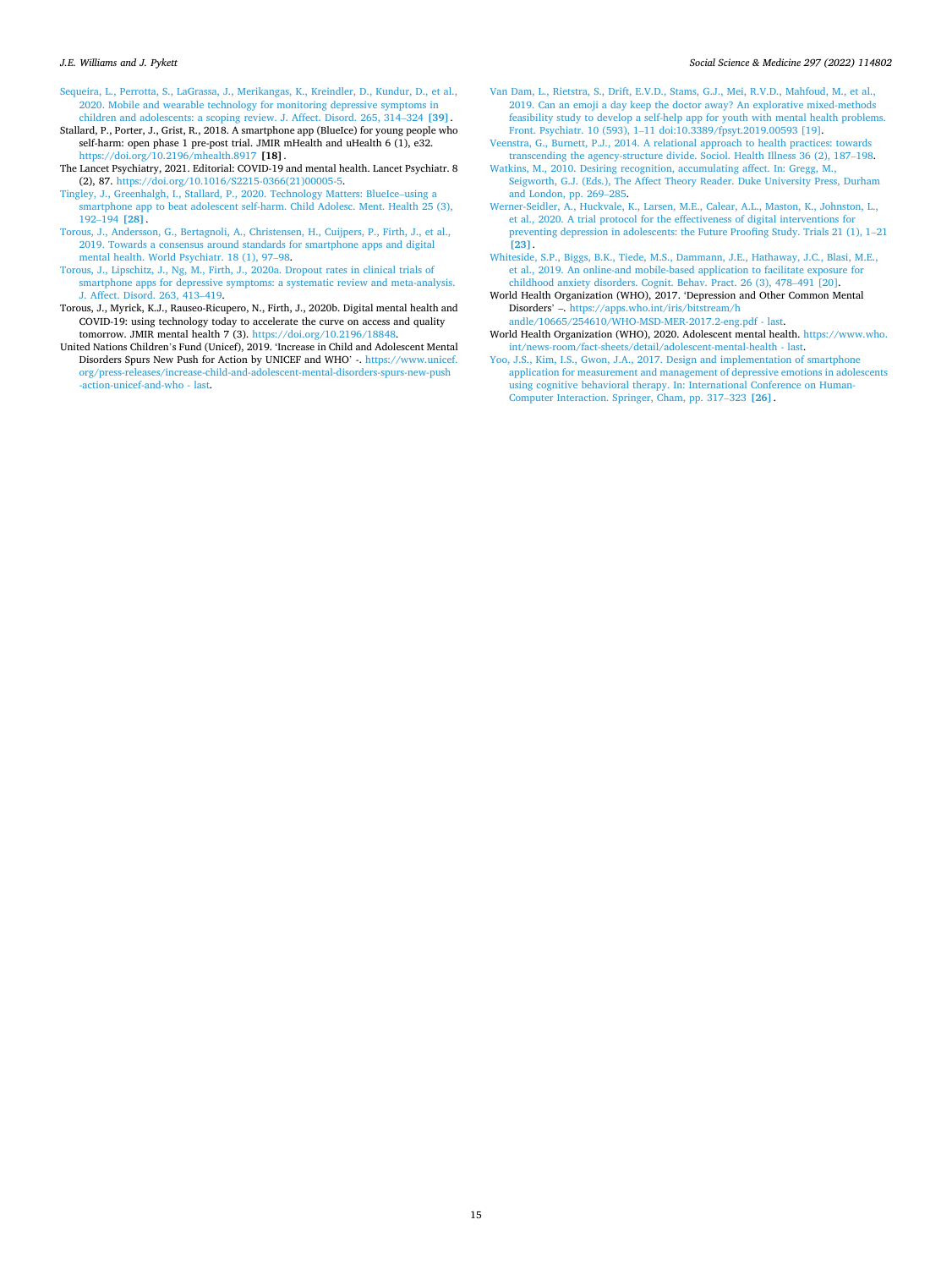Sequeira, L., Perrotta, S., LaGrassa, J., Merikangas, K., Kreindler, D., Kundur, D., et al., 2020. Mobile and wearable technology for monitoring depressive symptoms in children and adolescents: a scoping review. J. Affect. Disord. 265, 314–324 **[39]**.

Stallard, P., Porter, J., Grist, R., 2018. A smartphone app (BlueIce) for young people who self-harm: open phase 1 pre-post trial. JMIR mHealth and uHealth 6 (1), e32. https://doi.org/10.2196/mhealth.8917 **[18]**.

The Lancet Psychiatry, 2021. Editorial: COVID-19 and mental health. Lancet Psychiatr. 8 (2), 87. https://doi.org/10.1016/S2215-0366(21)00005-5.

Tingley, J., Greenhalgh, I., Stallard, P., 2020. Technology Matters: BlueIce–using a smartphone app to beat adolescent self-harm. Child Adolesc. Ment. Health 25 (3), 192–194 **[28]**.

Torous, J., Andersson, G., Bertagnoli, A., Christensen, H., Cuijpers, P., Firth, J., et al., 2019. Towards a consensus around standards for smartphone apps and digital mental health. World Psychiatr. 18 (1), 97–98.

Torous, J., Lipschitz, J., Ng, M., Firth, J., 2020a. Dropout rates in clinical trials of smartphone apps for depressive symptoms: a systematic review and meta-analysis. J. Affect. Disord. 263, 413–419.

Torous, J., Myrick, K.J., Rauseo-Ricupero, N., Firth, J., 2020b. Digital mental health and COVID-19: using technology today to accelerate the curve on access and quality tomorrow. JMIR mental health 7 (3). https://doi.org/10.2196/18848.

United Nations Children's Fund (Unicef), 2019. 'Increase in Child and Adolescent Mental Disorders Spurs New Push for Action by UNICEF and WHO' -. https://www.unicef.org/press-releases/increase-child-and-adolescent-mental-disorders-spurs-new-push-action-unicef-and-who - last.

Van Dam, L., Rietstra, S., Drift, E.V.D., Stams, G.J., Mei, R.V.D., Mahfoud, M., et al., 2019. Can an emoji a day keep the doctor away? An explorative mixed-methods feasibility study to develop a self-help app for youth with mental health problems. Front. Psychiatr. 10 (593), 1–11 doi:10.3389/fpsyt.2019.00593 [19].

Veenstra, G., Burnett, P.J., 2014. A relational approach to health practices: towards transcending the agency-structure divide. Sociol. Health Illness 36 (2), 187–198.

Watkins, M., 2010. Desiring recognition, accumulating affect. In: Gregg, M., Seigworth, G.J. (Eds.), The Affect Theory Reader. Duke University Press, Durham and London, pp. 269–285.

Werner-Seidler, A., Huckvale, K., Larsen, M.E., Calear, A.L., Maston, K., Johnston, L., et al., 2020. A trial protocol for the effectiveness of digital interventions for preventing depression in adolescents: the Future Proofing Study. Trials 21 (1), 1–21 **[23]**.

Whiteside, S.P., Biggs, B.K., Tiede, M.S., Dammann, J.E., Hathaway, J.C., Blasi, M.E., et al., 2019. An online-and mobile-based application to facilitate exposure for childhood anxiety disorders. Cognit. Behav. Pract. 26 (3), 478–491 [20].

World Health Organization (WHO), 2017. 'Depression and Other Common Mental Disorders' –. https://apps.who.int/iris/bitstream/handle/10665/254610/WHO-MSD-MER-2017.2-eng.pdf - last.

World Health Organization (WHO), 2020. Adolescent mental health. https://www.who.int/news-room/fact-sheets/detail/adolescent-mental-health - last.

Yoo, J.S., Kim, I.S., Gwon, J.A., 2017. Design and implementation of smartphone application for measurement and management of depressive emotions in adolescents using cognitive behavioral therapy. In: International Conference on Human-Computer Interaction. Springer, Cham, pp. 317–323 **[26]**.